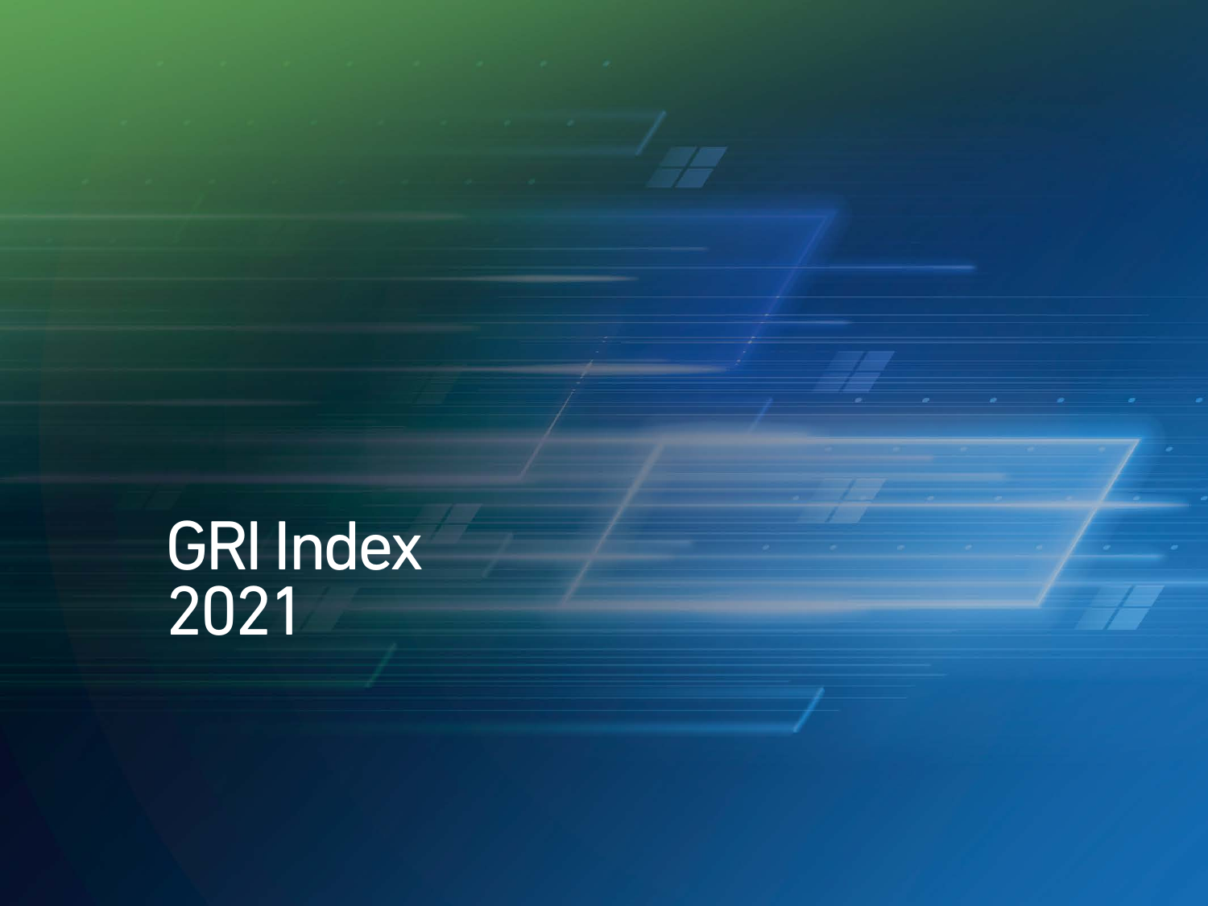# GRI Index 2021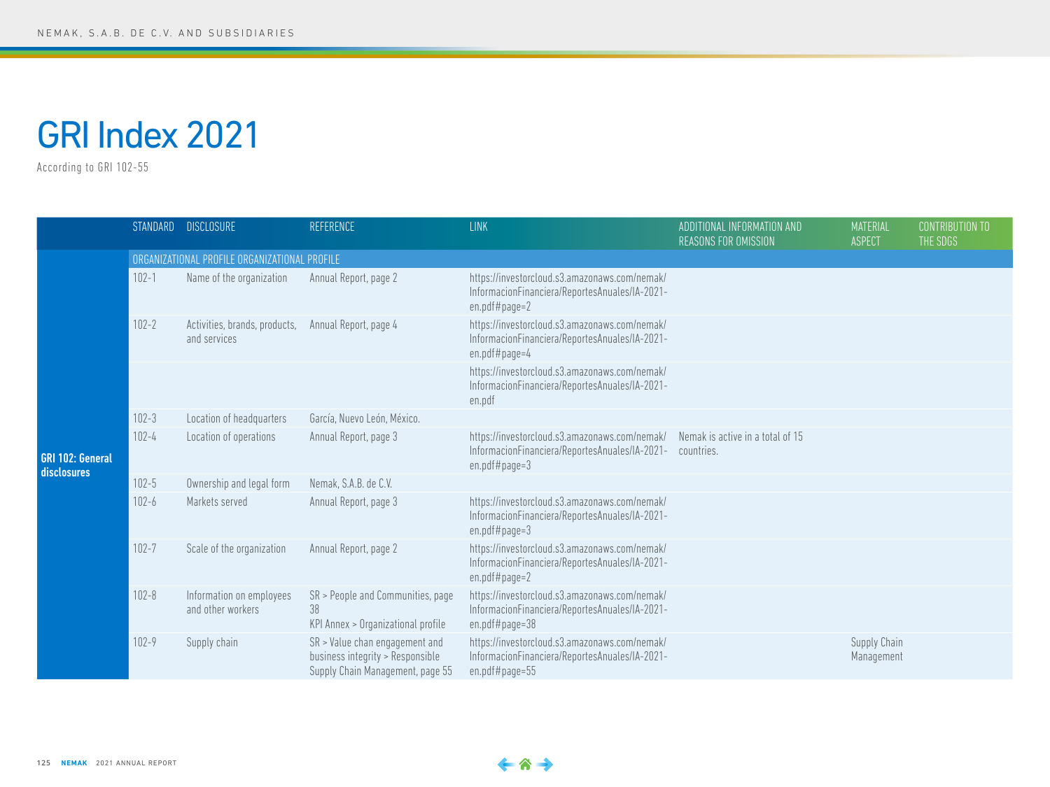# GRI Index 2021

According to GRI 102-55

| | STANDARD | DISCLOSURE | REFERENCE | LINK | ADDITIONAL INFORMATION AND REASONS FOR OMISSION | MATERIAL ASPECT | CONTRIBUTION TO THE SDGS |
|---|---|---|---|---|---|---|---|
| **GRI 102: General disclosures** | ORGANIZATIONAL PROFILE ORGANIZATIONAL PROFILE | | | | | | |
| | 102-1 | Name of the organization | Annual Report, page 2 | https://investorcloud.s3.amazonaws.com/nemak/InformacionFinanciera/ReportesAnuales/IA-2021-en.pdf#page=2 | | | |
| | 102-2 | Activities, brands, products, and services | Annual Report, page 4 | https://investorcloud.s3.amazonaws.com/nemak/InformacionFinanciera/ReportesAnuales/IA-2021-en.pdf#page=4 | | | |
| | | | | https://investorcloud.s3.amazonaws.com/nemak/InformacionFinanciera/ReportesAnuales/IA-2021-en.pdf | | | |
| | 102-3 | Location of headquarters | García, Nuevo León, México. | | | | |
| | 102-4 | Location of operations | Annual Report, page 3 | https://investorcloud.s3.amazonaws.com/nemak/InformacionFinanciera/ReportesAnuales/IA-2021-en.pdf#page=3 | Nemak is active in a total of 15 countries. | | |
| | 102-5 | Ownership and legal form | Nemak, S.A.B. de C.V. | | | | |
| | 102-6 | Markets served | Annual Report, page 3 | https://investorcloud.s3.amazonaws.com/nemak/InformacionFinanciera/ReportesAnuales/IA-2021-en.pdf#page=3 | | | |
| | 102-7 | Scale of the organization | Annual Report, page 2 | https://investorcloud.s3.amazonaws.com/nemak/InformacionFinanciera/ReportesAnuales/IA-2021-en.pdf#page=2 | | | |
| | 102-8 | Information on employees and other workers | SR > People and Communities, page 38<br>KPI Annex > Organizational profile | https://investorcloud.s3.amazonaws.com/nemak/InformacionFinanciera/ReportesAnuales/IA-2021-en.pdf#page=38 | | | |
| | 102-9 | Supply chain | SR > Value chan engagement and business integrity > Responsible Supply Chain Management, page 55 | https://investorcloud.s3.amazonaws.com/nemak/InformacionFinanciera/ReportesAnuales/IA-2021-en.pdf#page=55 | | Supply Chain Management | |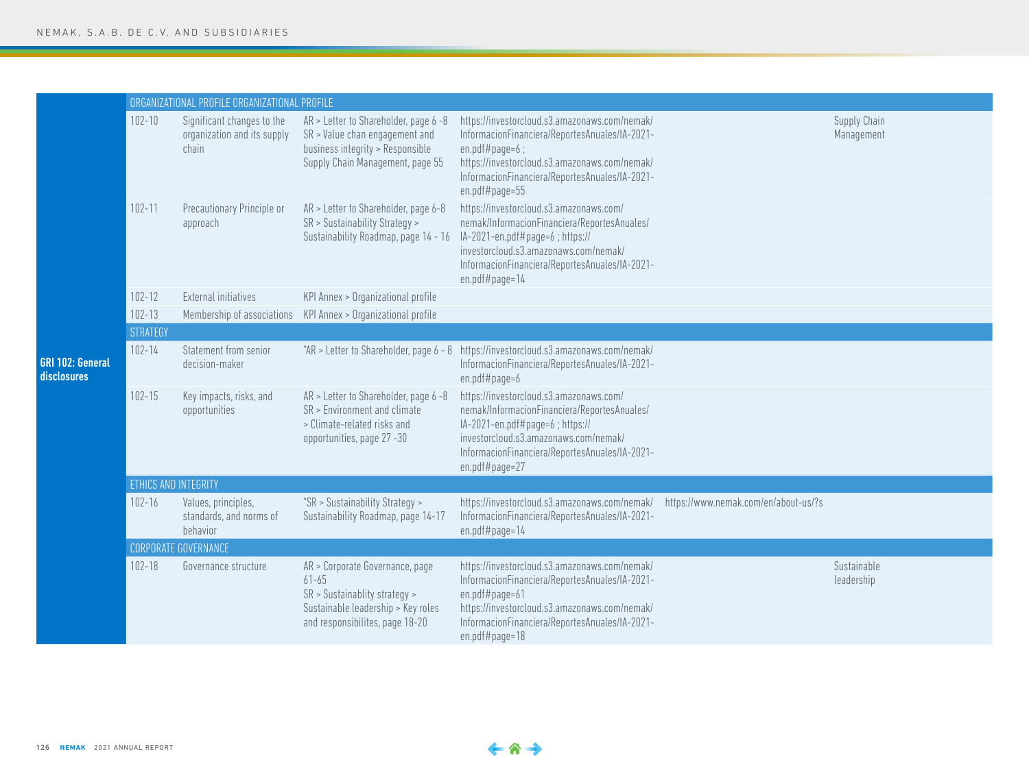| | | | | | | |
|---|---|---|---|---|---|---|
| GRI 102: General disclosures | ORGANIZATIONAL PROFILE ORGANIZATIONAL PROFILE | | | | | |
| | 102-10 | Significant changes to the organization and its supply chain | AR > Letter to Shareholder, page 6 -8 SR > Value chan engagement and business integrity > Responsible Supply Chain Management, page 55 | https://investorcloud.s3.amazonaws.com/nemak/InformacionFinanciera/ReportesAnuales/IA-2021-en.pdf#page=6 ; https://investorcloud.s3.amazonaws.com/nemak/InformacionFinanciera/ReportesAnuales/IA-2021-en.pdf#page=55 | | Supply Chain Management |
| | 102-11 | Precautionary Principle or approach | AR > Letter to Shareholder, page 6-8 SR > Sustainability Strategy > Sustainability Roadmap, page 14 - 16 | https://investorcloud.s3.amazonaws.com/nemak/InformacionFinanciera/ReportesAnuales/IA-2021-en.pdf#page=6 ; https://investorcloud.s3.amazonaws.com/nemak/InformacionFinanciera/ReportesAnuales/IA-2021-en.pdf#page=14 | | |
| | 102-12 | External initiatives | KPI Annex > Organizational profile | | | |
| | 102-13 | Membership of associations | KPI Annex > Organizational profile | | | |
| | STRATEGY | | | | | |
| | 102-14 | Statement from senior decision-maker | "AR > Letter to Shareholder, page 6 - 8 | https://investorcloud.s3.amazonaws.com/nemak/InformacionFinanciera/ReportesAnuales/IA-2021-en.pdf#page=6 | | |
| | 102-15 | Key impacts, risks, and opportunities | AR > Letter to Shareholder, page 6 -8 SR > Environment and climate > Climate-related risks and opportunities, page 27 -30 | https://investorcloud.s3.amazonaws.com/nemak/InformacionFinanciera/ReportesAnuales/IA-2021-en.pdf#page=6 ; https://investorcloud.s3.amazonaws.com/nemak/InformacionFinanciera/ReportesAnuales/IA-2021-en.pdf#page=27 | | |
| | ETHICS AND INTEGRITY | | | | | |
| | 102-16 | Values, principles, standards, and norms of behavior | "SR > Sustainability Strategy > Sustainability Roadmap, page 14-17 | https://investorcloud.s3.amazonaws.com/nemak/InformacionFinanciera/ReportesAnuales/IA-2021-en.pdf#page=14 | https://www.nemak.com/en/about-us/?s | |
| | CORPORATE GOVERNANCE | | | | | |
| | 102-18 | Governance structure | AR > Corporate Governance, page 61-65 SR > Sustainablity strategy > Sustainable leadership > Key roles and responsibilites, page 18-20 | https://investorcloud.s3.amazonaws.com/nemak/InformacionFinanciera/ReportesAnuales/IA-2021-en.pdf#page=61 https://investorcloud.s3.amazonaws.com/nemak/InformacionFinanciera/ReportesAnuales/IA-2021-en.pdf#page=18 | | Sustainable leadership |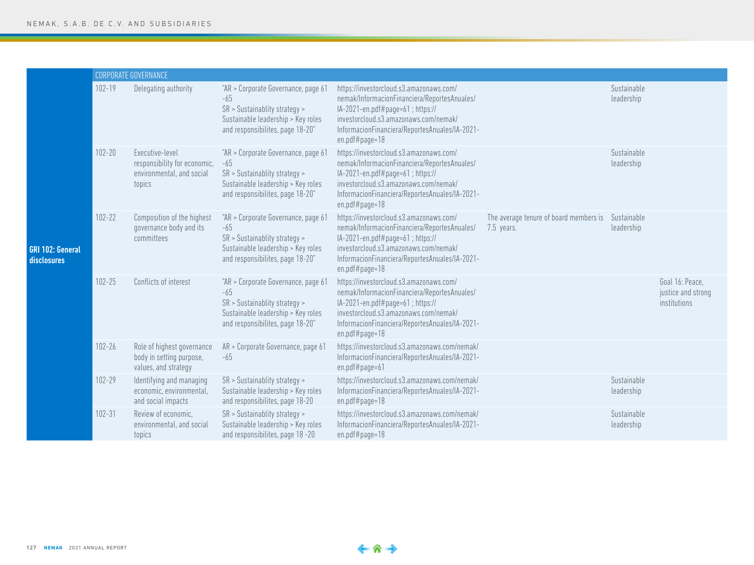| | CORPORATE GOVERNANCE | | | | | | |
|---|---|---|---|---|---|---|---|
| GRI 102: General disclosures | 102-19 | Delegating authority | "AR > Corporate Governance, page 61 -65 SR > Sustainablity strategy > Sustainable leadership > Key roles and responsibilites, page 18-20" | https://investorcloud.s3.amazonaws.com/nemak/InformacionFinanciera/ReportesAnuales/IA-2021-en.pdf#page=61 ; https://investorcloud.s3.amazonaws.com/nemak/InformacionFinanciera/ReportesAnuales/IA-2021-en.pdf#page=18 | | Sustainable leadership | |
| | 102-20 | Executive-level responsibility for economic, environmental, and social topics | "AR > Corporate Governance, page 61 -65 SR > Sustainablity strategy > Sustainable leadership > Key roles and responsibilites, page 18-20" | https://investorcloud.s3.amazonaws.com/nemak/InformacionFinanciera/ReportesAnuales/IA-2021-en.pdf#page=61 ; https://investorcloud.s3.amazonaws.com/nemak/InformacionFinanciera/ReportesAnuales/IA-2021-en.pdf#page=18 | | Sustainable leadership | |
| | 102-22 | Composition of the highest governance body and its committees | "AR > Corporate Governance, page 61 -65 SR > Sustainablity strategy > Sustainable leadership > Key roles and responsibilites, page 18-20" | https://investorcloud.s3.amazonaws.com/nemak/InformacionFinanciera/ReportesAnuales/IA-2021-en.pdf#page=61 ; https://investorcloud.s3.amazonaws.com/nemak/InformacionFinanciera/ReportesAnuales/IA-2021-en.pdf#page=18 | The average tenure of board members is 7.5 years. | Sustainable leadership | |
| | 102-25 | Conflicts of interest | "AR > Corporate Governance, page 61 -65 SR > Sustainablity strategy > Sustainable leadership > Key roles and responsibilites, page 18-20" | https://investorcloud.s3.amazonaws.com/nemak/InformacionFinanciera/ReportesAnuales/IA-2021-en.pdf#page=61 ; https://investorcloud.s3.amazonaws.com/nemak/InformacionFinanciera/ReportesAnuales/IA-2021-en.pdf#page=18 | | | Goal 16: Peace, justice and strong institutions |
| | 102-26 | Role of highest governance body in setting purpose, values, and strategy | AR > Corporate Governance, page 61 -65 | https://investorcloud.s3.amazonaws.com/nemak/InformacionFinanciera/ReportesAnuales/IA-2021-en.pdf#page=61 | | | |
| | 102-29 | Identifying and managing economic, environmental, and social impacts | SR > Sustainablity strategy > Sustainable leadership > Key roles and responsibilites, page 18-20 | https://investorcloud.s3.amazonaws.com/nemak/InformacionFinanciera/ReportesAnuales/IA-2021-en.pdf#page=18 | | Sustainable leadership | |
| | 102-31 | Review of economic, environmental, and social topics | SR > Sustainablity strategy > Sustainable leadership > Key roles and responsibilites, page 18 -20 | https://investorcloud.s3.amazonaws.com/nemak/InformacionFinanciera/ReportesAnuales/IA-2021-en.pdf#page=18 | | Sustainable leadership | |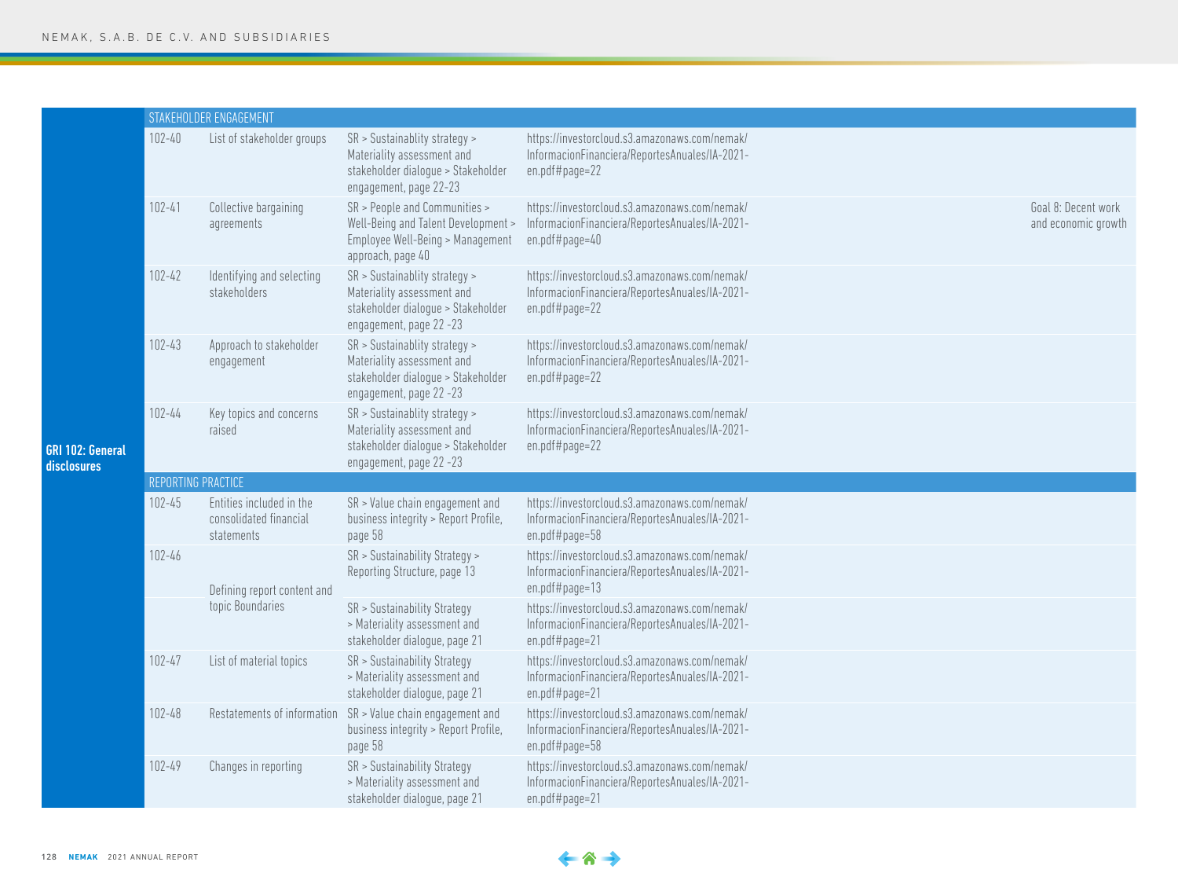| | | | | | |
|---|---|---|---|---|---|
| GRI 102: General disclosures | STAKEHOLDER ENGAGEMENT | | | | |
| | 102-40 | List of stakeholder groups | SR > Sustainablity strategy > Materiality assessment and stakeholder dialogue > Stakeholder engagement, page 22-23 | https://investorcloud.s3.amazonaws.com/nemak/InformacionFinanciera/ReportesAnuales/IA-2021-en.pdf#page=22 | |
| | 102-41 | Collective bargaining agreements | SR > People and Communities > Well-Being and Talent Development > Employee Well-Being > Management approach, page 40 | https://investorcloud.s3.amazonaws.com/nemak/InformacionFinanciera/ReportesAnuales/IA-2021-en.pdf#page=40 | Goal 8: Decent work and economic growth |
| | 102-42 | Identifying and selecting stakeholders | SR > Sustainablity strategy > Materiality assessment and stakeholder dialogue > Stakeholder engagement, page 22 -23 | https://investorcloud.s3.amazonaws.com/nemak/InformacionFinanciera/ReportesAnuales/IA-2021-en.pdf#page=22 | |
| | 102-43 | Approach to stakeholder engagement | SR > Sustainablity strategy > Materiality assessment and stakeholder dialogue > Stakeholder engagement, page 22 -23 | https://investorcloud.s3.amazonaws.com/nemak/InformacionFinanciera/ReportesAnuales/IA-2021-en.pdf#page=22 | |
| | 102-44 | Key topics and concerns raised | SR > Sustainablity strategy > Materiality assessment and stakeholder dialogue > Stakeholder engagement, page 22 -23 | https://investorcloud.s3.amazonaws.com/nemak/InformacionFinanciera/ReportesAnuales/IA-2021-en.pdf#page=22 | |
| | REPORTING PRACTICE | | | | |
| | 102-45 | Entities included in the consolidated financial statements | SR > Value chain engagement and business integrity > Report Profile, page 58 | https://investorcloud.s3.amazonaws.com/nemak/InformacionFinanciera/ReportesAnuales/IA-2021-en.pdf#page=58 | |
| | 102-46 | Defining report content and topic Boundaries | SR > Sustainability Strategy > Reporting Structure, page 13 | https://investorcloud.s3.amazonaws.com/nemak/InformacionFinanciera/ReportesAnuales/IA-2021-en.pdf#page=13 | |
| | | | SR > Sustainability Strategy > Materiality assessment and stakeholder dialogue, page 21 | https://investorcloud.s3.amazonaws.com/nemak/InformacionFinanciera/ReportesAnuales/IA-2021-en.pdf#page=21 | |
| | 102-47 | List of material topics | SR > Sustainability Strategy > Materiality assessment and stakeholder dialogue, page 21 | https://investorcloud.s3.amazonaws.com/nemak/InformacionFinanciera/ReportesAnuales/IA-2021-en.pdf#page=21 | |
| | 102-48 | Restatements of information | SR > Value chain engagement and business integrity > Report Profile, page 58 | https://investorcloud.s3.amazonaws.com/nemak/InformacionFinanciera/ReportesAnuales/IA-2021-en.pdf#page=58 | |
| | 102-49 | Changes in reporting | SR > Sustainability Strategy > Materiality assessment and stakeholder dialogue, page 21 | https://investorcloud.s3.amazonaws.com/nemak/InformacionFinanciera/ReportesAnuales/IA-2021-en.pdf#page=21 | |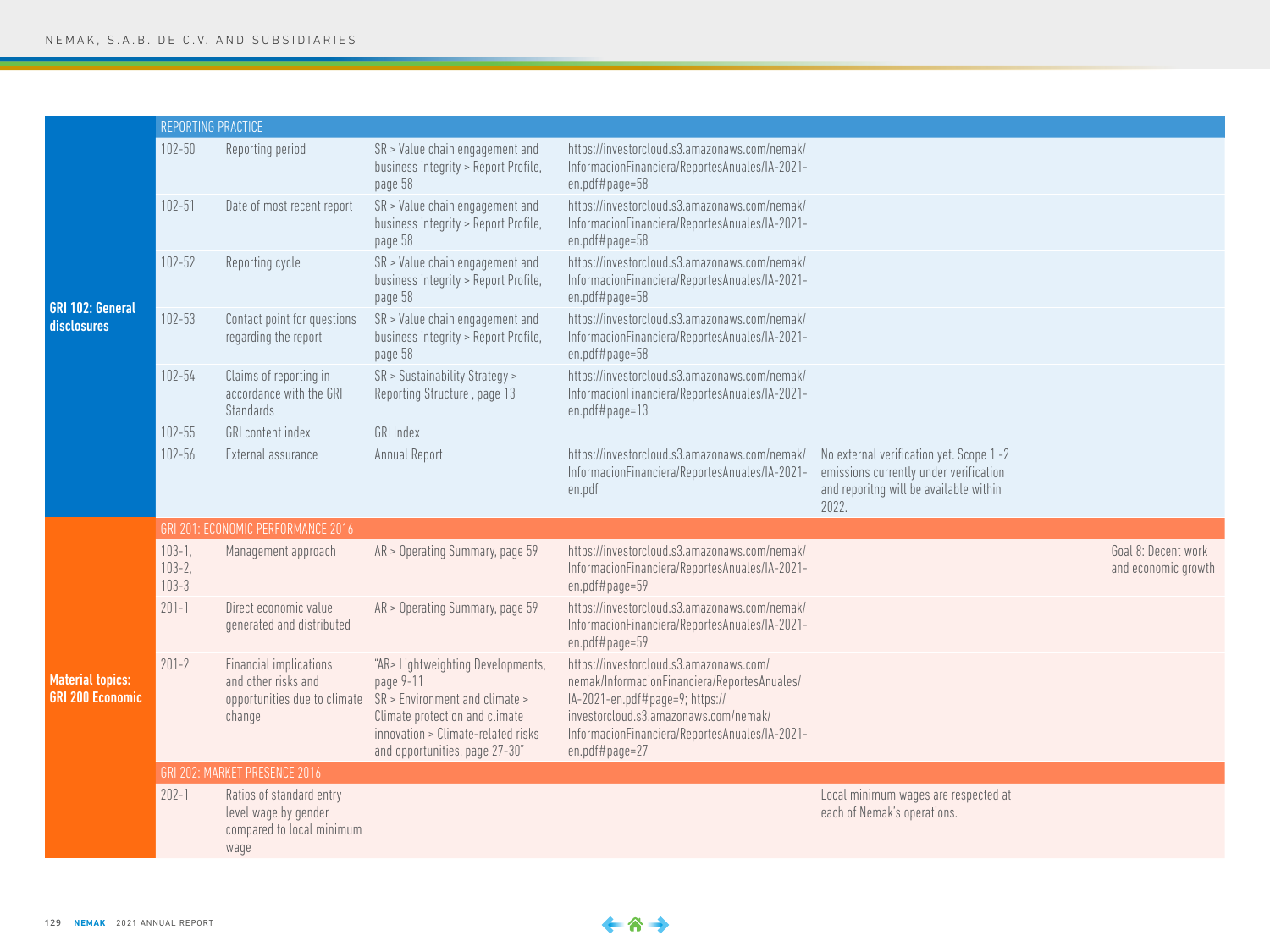| | | | | | | |
|---|---|---|---|---|---|---|
| **GRI 102: General disclosures** | REPORTING PRACTICE | | | | | |
| | 102-50 | Reporting period | SR > Value chain engagement and business integrity > Report Profile, page 58 | https://investorcloud.s3.amazonaws.com/nemak/InformacionFinanciera/ReportesAnuales/IA-2021-en.pdf#page=58 | | |
| | 102-51 | Date of most recent report | SR > Value chain engagement and business integrity > Report Profile, page 58 | https://investorcloud.s3.amazonaws.com/nemak/InformacionFinanciera/ReportesAnuales/IA-2021-en.pdf#page=58 | | |
| | 102-52 | Reporting cycle | SR > Value chain engagement and business integrity > Report Profile, page 58 | https://investorcloud.s3.amazonaws.com/nemak/InformacionFinanciera/ReportesAnuales/IA-2021-en.pdf#page=58 | | |
| | 102-53 | Contact point for questions regarding the report | SR > Value chain engagement and business integrity > Report Profile, page 58 | https://investorcloud.s3.amazonaws.com/nemak/InformacionFinanciera/ReportesAnuales/IA-2021-en.pdf#page=58 | | |
| | 102-54 | Claims of reporting in accordance with the GRI Standards | SR > Sustainability Strategy > Reporting Structure , page 13 | https://investorcloud.s3.amazonaws.com/nemak/InformacionFinanciera/ReportesAnuales/IA-2021-en.pdf#page=13 | | |
| | 102-55 | GRI content index | GRI Index | | | |
| | 102-56 | External assurance | Annual Report | https://investorcloud.s3.amazonaws.com/nemak/InformacionFinanciera/ReportesAnuales/IA-2021-en.pdf | No external verification yet. Scope 1 -2 emissions currently under verification and reporitng will be available within 2022. | |
| **Material topics: GRI 200 Economic** | GRI 201: ECONOMIC PERFORMANCE 2016 | | | | | |
| | 103-1, 103-2, 103-3 | Management approach | AR > Operating Summary, page 59 | https://investorcloud.s3.amazonaws.com/nemak/InformacionFinanciera/ReportesAnuales/IA-2021-en.pdf#page=59 | | Goal 8: Decent work and economic growth |
| | 201-1 | Direct economic value generated and distributed | AR > Operating Summary, page 59 | https://investorcloud.s3.amazonaws.com/nemak/InformacionFinanciera/ReportesAnuales/IA-2021-en.pdf#page=59 | | |
| | 201-2 | Financial implications and other risks and opportunities due to climate change | "AR> Lightweighting Developments, page 9-11 SR > Environment and climate > Climate protection and climate innovation > Climate-related risks and opportunities, page 27-30" | https://investorcloud.s3.amazonaws.com/nemak/InformacionFinanciera/ReportesAnuales/IA-2021-en.pdf#page=9; https://investorcloud.s3.amazonaws.com/nemak/InformacionFinanciera/ReportesAnuales/IA-2021-en.pdf#page=27 | | |
| | GRI 202: MARKET PRESENCE 2016 | | | | | |
| | 202-1 | Ratios of standard entry level wage by gender compared to local minimum wage | | | Local minimum wages are respected at each of Nemak's operations. | |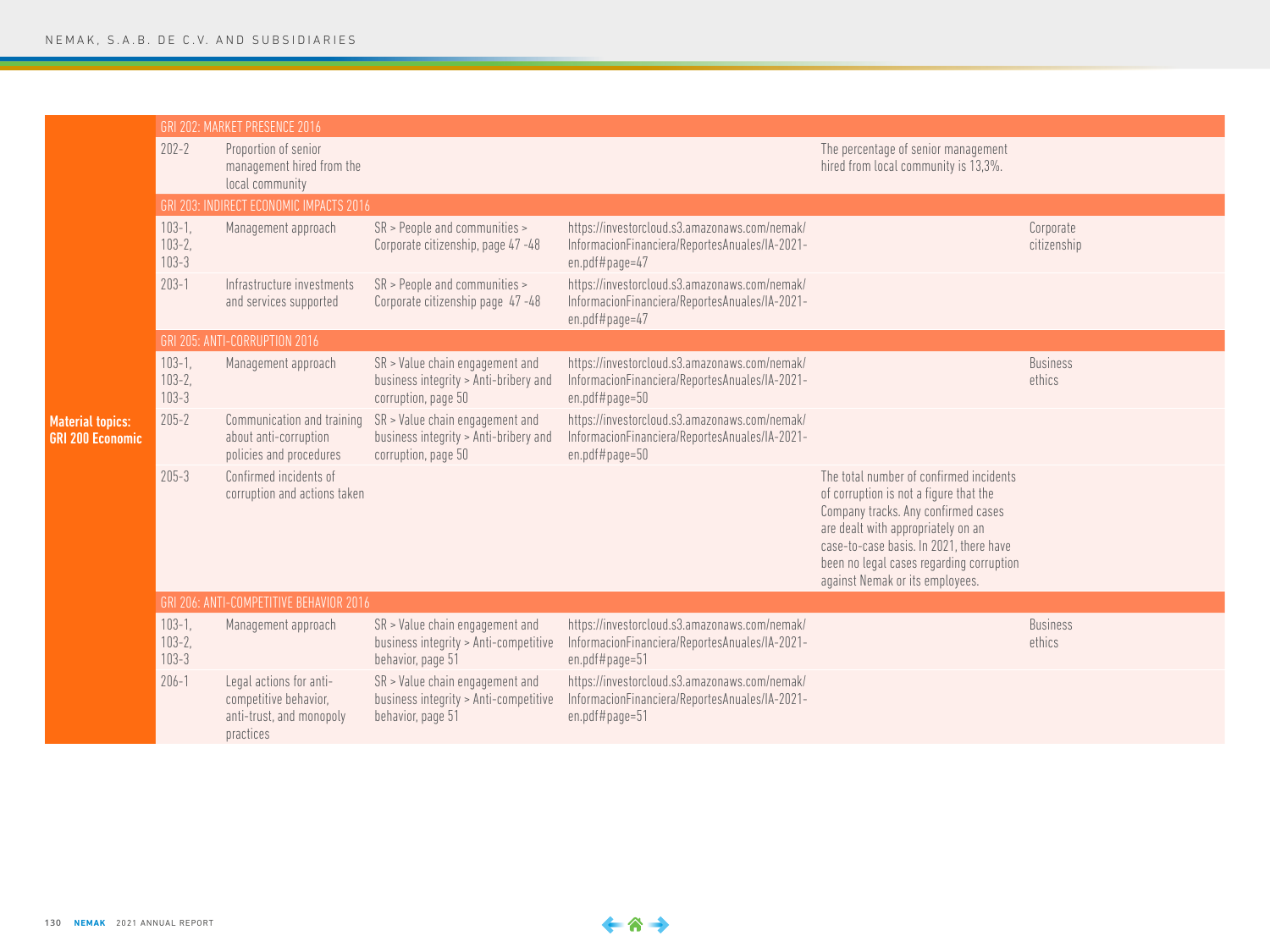| | | | | | | |
|---|---|---|---|---|---|---|
| **Material topics: GRI 200 Economic** | GRI 202: MARKET PRESENCE 2016 | | | | | |
| | 202-2 | Proportion of senior management hired from the local community | | | The percentage of senior management hired from local community is 13,3%. | |
| | GRI 203: INDIRECT ECONOMIC IMPACTS 2016 | | | | | |
| | 103-1, 103-2, 103-3 | Management approach | SR > People and communities > Corporate citizenship, page 47 -48 | https://investorcloud.s3.amazonaws.com/nemak/InformacionFinanciera/ReportesAnuales/IA-2021-en.pdf#page=47 | | Corporate citizenship |
| | 203-1 | Infrastructure investments and services supported | SR > People and communities > Corporate citizenship page 47 -48 | https://investorcloud.s3.amazonaws.com/nemak/InformacionFinanciera/ReportesAnuales/IA-2021-en.pdf#page=47 | | |
| | GRI 205: ANTI-CORRUPTION 2016 | | | | | |
| | 103-1, 103-2, 103-3 | Management approach | SR > Value chain engagement and business integrity > Anti-bribery and corruption, page 50 | https://investorcloud.s3.amazonaws.com/nemak/InformacionFinanciera/ReportesAnuales/IA-2021-en.pdf#page=50 | | Business ethics |
| | 205-2 | Communication and training about anti-corruption policies and procedures | SR > Value chain engagement and business integrity > Anti-bribery and corruption, page 50 | https://investorcloud.s3.amazonaws.com/nemak/InformacionFinanciera/ReportesAnuales/IA-2021-en.pdf#page=50 | | |
| | 205-3 | Confirmed incidents of corruption and actions taken | | | The total number of confirmed incidents of corruption is not a figure that the Company tracks. Any confirmed cases are dealt with appropriately on an case-to-case basis. In 2021, there have been no legal cases regarding corruption against Nemak or its employees. | |
| | GRI 206: ANTI-COMPETITIVE BEHAVIOR 2016 | | | | | |
| | 103-1, 103-2, 103-3 | Management approach | SR > Value chain engagement and business integrity > Anti-competitive behavior, page 51 | https://investorcloud.s3.amazonaws.com/nemak/InformacionFinanciera/ReportesAnuales/IA-2021-en.pdf#page=51 | | Business ethics |
| | 206-1 | Legal actions for anti-competitive behavior, anti-trust, and monopoly practices | SR > Value chain engagement and business integrity > Anti-competitive behavior, page 51 | https://investorcloud.s3.amazonaws.com/nemak/InformacionFinanciera/ReportesAnuales/IA-2021-en.pdf#page=51 | | |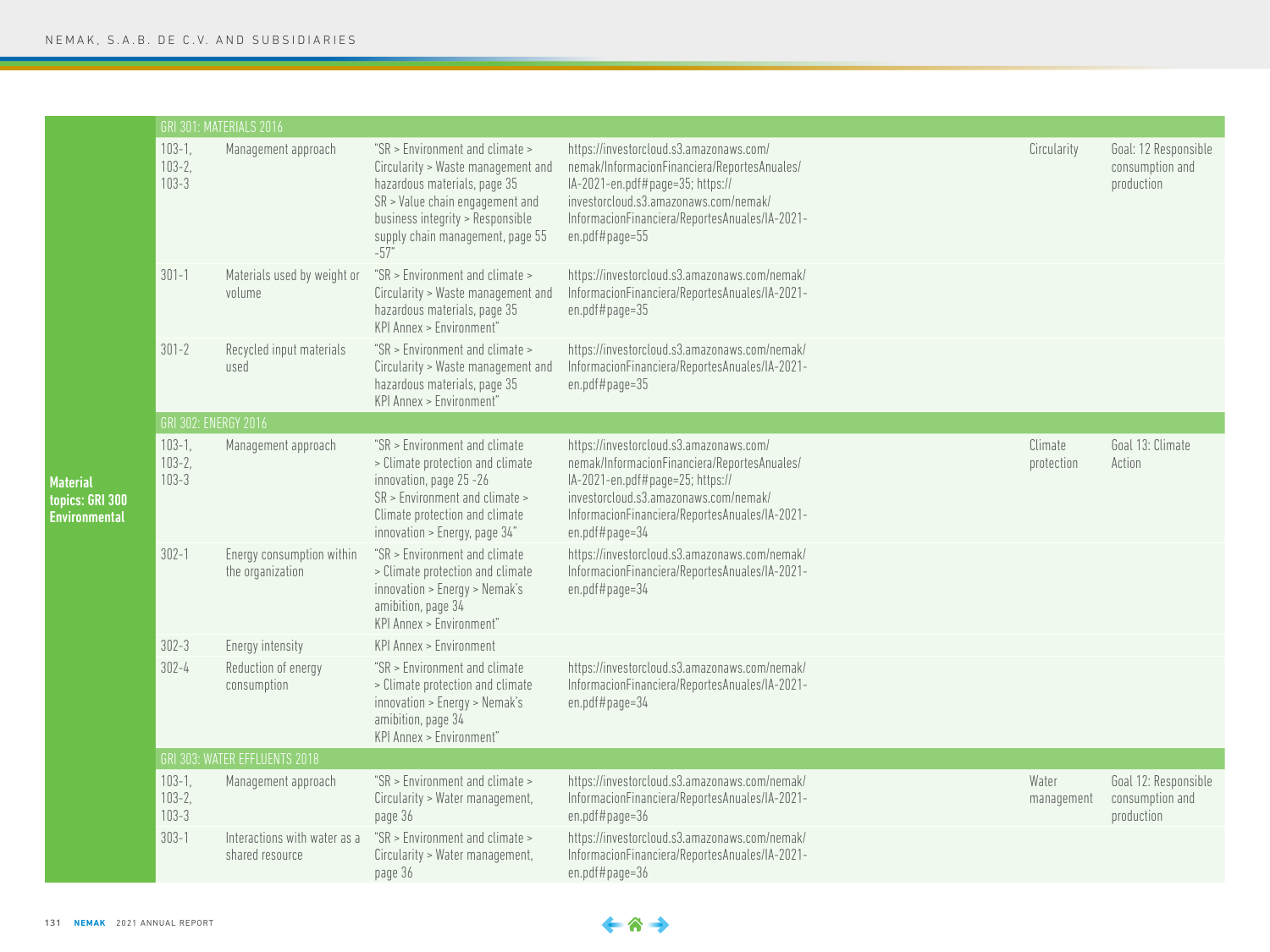| Material topics: GRI 300 Environmental | | | | | | |
|---|---|---|---|---|---|---|
| | GRI 301: MATERIALS 2016 | | | | | |
| | 103-1, 103-2, 103-3 | Management approach | "SR > Environment and climate > Circularity > Waste management and hazardous materials, page 35 SR > Value chain engagement and business integrity > Responsible supply chain management, page 55 -57" | https://investorcloud.s3.amazonaws.com/nemak/InformacionFinanciera/ReportesAnuales/IA-2021-en.pdf#page=35; https://investorcloud.s3.amazonaws.com/nemak/InformacionFinanciera/ReportesAnuales/IA-2021-en.pdf#page=55 | Circularity | Goal: 12 Responsible consumption and production |
| | 301-1 | Materials used by weight or volume | "SR > Environment and climate > Circularity > Waste management and hazardous materials, page 35 KPI Annex > Environment" | https://investorcloud.s3.amazonaws.com/nemak/InformacionFinanciera/ReportesAnuales/IA-2021-en.pdf#page=35 | | |
| | 301-2 | Recycled input materials used | "SR > Environment and climate > Circularity > Waste management and hazardous materials, page 35 KPI Annex > Environment" | https://investorcloud.s3.amazonaws.com/nemak/InformacionFinanciera/ReportesAnuales/IA-2021-en.pdf#page=35 | | |
| | GRI 302: ENERGY 2016 | | | | | |
| | 103-1, 103-2, 103-3 | Management approach | "SR > Environment and climate > Climate protection and climate innovation, page 25 -26 SR > Environment and climate > Climate protection and climate innovation > Energy, page 34" | https://investorcloud.s3.amazonaws.com/nemak/InformacionFinanciera/ReportesAnuales/IA-2021-en.pdf#page=25; https://investorcloud.s3.amazonaws.com/nemak/InformacionFinanciera/ReportesAnuales/IA-2021-en.pdf#page=34 | Climate protection | Goal 13: Climate Action |
| | 302-1 | Energy consumption within the organization | "SR > Environment and climate > Climate protection and climate innovation > Energy > Nemak's amibition, page 34 KPI Annex > Environment" | https://investorcloud.s3.amazonaws.com/nemak/InformacionFinanciera/ReportesAnuales/IA-2021-en.pdf#page=34 | | |
| | 302-3 | Energy intensity | KPI Annex > Environment | | | |
| | 302-4 | Reduction of energy consumption | "SR > Environment and climate > Climate protection and climate innovation > Energy > Nemak's amibition, page 34 KPI Annex > Environment" | https://investorcloud.s3.amazonaws.com/nemak/InformacionFinanciera/ReportesAnuales/IA-2021-en.pdf#page=34 | | |
| | GRI 303: WATER EFFLUENTS 2018 | | | | | |
| | 103-1, 103-2, 103-3 | Management approach | "SR > Environment and climate > Circularity > Water management, page 36 | https://investorcloud.s3.amazonaws.com/nemak/InformacionFinanciera/ReportesAnuales/IA-2021-en.pdf#page=36 | Water management | Goal 12: Responsible consumption and production |
| | 303-1 | Interactions with water as a shared resource | "SR > Environment and climate > Circularity > Water management, page 36 | https://investorcloud.s3.amazonaws.com/nemak/InformacionFinanciera/ReportesAnuales/IA-2021-en.pdf#page=36 | | |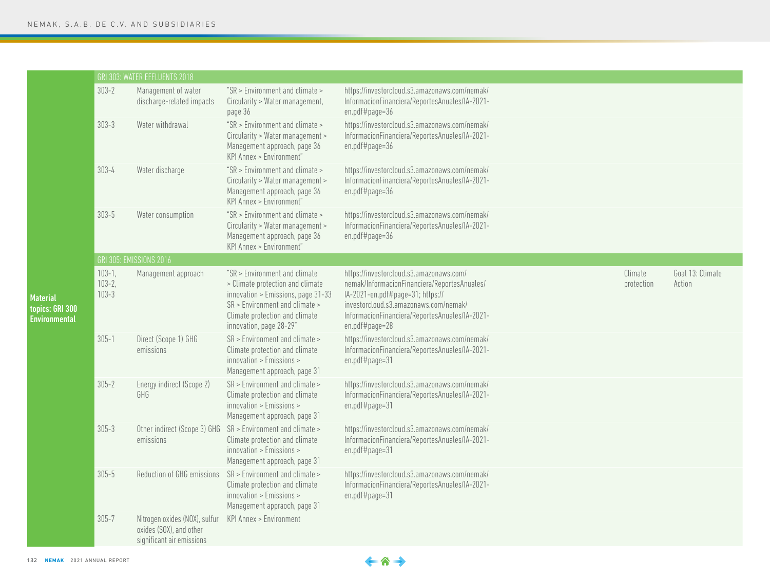| Material topics: GRI 300 Environmental | | | | | | |
|---|---|---|---|---|---|---|
| GRI 303: WATER EFFLUENTS 2018 | | | | | | |
| | 303-2 | Management of water discharge-related impacts | "SR > Environment and climate > Circularity > Water management, page 36 | https://investorcloud.s3.amazonaws.com/nemak/InformacionFinanciera/ReportesAnuales/IA-2021-en.pdf#page=36 | | |
| | 303-3 | Water withdrawal | "SR > Environment and climate > Circularity > Water management > Management approach, page 36 KPI Annex > Environment" | https://investorcloud.s3.amazonaws.com/nemak/InformacionFinanciera/ReportesAnuales/IA-2021-en.pdf#page=36 | | |
| | 303-4 | Water discharge | "SR > Environment and climate > Circularity > Water management > Management approach, page 36 KPI Annex > Environment" | https://investorcloud.s3.amazonaws.com/nemak/InformacionFinanciera/ReportesAnuales/IA-2021-en.pdf#page=36 | | |
| | 303-5 | Water consumption | "SR > Environment and climate > Circularity > Water management > Management approach, page 36 KPI Annex > Environment" | https://investorcloud.s3.amazonaws.com/nemak/InformacionFinanciera/ReportesAnuales/IA-2021-en.pdf#page=36 | | |
| GRI 305: EMISSIONS 2016 | | | | | | |
| | 103-1, 103-2, 103-3 | Management approach | "SR > Environment and climate > Climate protection and climate innovation > Emissions, page 31-33 SR > Environment and climate > Climate protection and climate innovation, page 28-29" | https://investorcloud.s3.amazonaws.com/nemak/InformacionFinanciera/ReportesAnuales/IA-2021-en.pdf#page=31; https://investorcloud.s3.amazonaws.com/nemak/InformacionFinanciera/ReportesAnuales/IA-2021-en.pdf#page=28 | Climate protection | Goal 13: Climate Action |
| | 305-1 | Direct (Scope 1) GHG emissions | SR > Environment and climate > Climate protection and climate innovation > Emissions > Management approach, page 31 | https://investorcloud.s3.amazonaws.com/nemak/InformacionFinanciera/ReportesAnuales/IA-2021-en.pdf#page=31 | | |
| | 305-2 | Energy indirect (Scope 2) GHG | SR > Environment and climate > Climate protection and climate innovation > Emissions > Management approach, page 31 | https://investorcloud.s3.amazonaws.com/nemak/InformacionFinanciera/ReportesAnuales/IA-2021-en.pdf#page=31 | | |
| | 305-3 | Other indirect (Scope 3) GHG emissions | SR > Environment and climate > Climate protection and climate innovation > Emissions > Management approach, page 31 | https://investorcloud.s3.amazonaws.com/nemak/InformacionFinanciera/ReportesAnuales/IA-2021-en.pdf#page=31 | | |
| | 305-5 | Reduction of GHG emissions | SR > Environment and climate > Climate protection and climate innovation > Emissions > Management appraoch, page 31 | https://investorcloud.s3.amazonaws.com/nemak/InformacionFinanciera/ReportesAnuales/IA-2021-en.pdf#page=31 | | |
| | 305-7 | Nitrogen oxides (NOX), sulfur oxides (SOX), and other significant air emissions | KPI Annex > Environment | | | |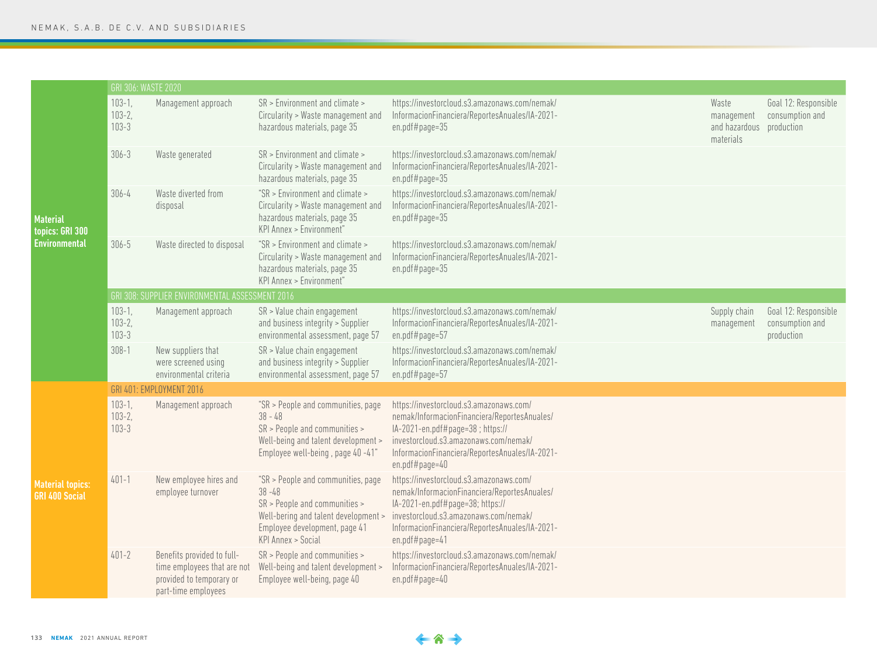| | | | | | | |
|---|---|---|---|---|---|---|
| **Material topics: GRI 300 Environmental** | GRI 306: WASTE 2020 | | | | | |
| | 103-1, 103-2, 103-3 | Management approach | SR > Environment and climate > Circularity > Waste management and hazardous materials, page 35 | https://investorcloud.s3.amazonaws.com/nemak/InformacionFinanciera/ReportesAnuales/IA-2021-en.pdf#page=35 | Waste management and hazardous materials | Goal 12: Responsible consumption and production |
| | 306-3 | Waste generated | SR > Environment and climate > Circularity > Waste management and hazardous materials, page 35 | https://investorcloud.s3.amazonaws.com/nemak/InformacionFinanciera/ReportesAnuales/IA-2021-en.pdf#page=35 | | |
| | 306-4 | Waste diverted from disposal | "SR > Environment and climate > Circularity > Waste management and hazardous materials, page 35 KPI Annex > Environment" | https://investorcloud.s3.amazonaws.com/nemak/InformacionFinanciera/ReportesAnuales/IA-2021-en.pdf#page=35 | | |
| | 306-5 | Waste directed to disposal | "SR > Environment and climate > Circularity > Waste management and hazardous materials, page 35 KPI Annex > Environment" | https://investorcloud.s3.amazonaws.com/nemak/InformacionFinanciera/ReportesAnuales/IA-2021-en.pdf#page=35 | | |
| | GRI 308: SUPPLIER ENVIRONMENTAL ASSESSMENT 2016 | | | | | |
| | 103-1, 103-2, 103-3 | Management approach | SR > Value chain engagement and business integrity > Supplier environmental assessment, page 57 | https://investorcloud.s3.amazonaws.com/nemak/InformacionFinanciera/ReportesAnuales/IA-2021-en.pdf#page=57 | Supply chain management | Goal 12: Responsible consumption and production |
| | 308-1 | New suppliers that were screened using environmental criteria | SR > Value chain engagement and business integrity > Supplier environmental assessment, page 57 | https://investorcloud.s3.amazonaws.com/nemak/InformacionFinanciera/ReportesAnuales/IA-2021-en.pdf#page=57 | | |
| **Material topics: GRI 400 Social** | GRI 401: EMPLOYMENT 2016 | | | | | |
| | 103-1, 103-2, 103-3 | Management approach | "SR > People and communities, page 38 - 48 SR > People and communities > Well-being and talent development > Employee well-being , page 40 -41" | https://investorcloud.s3.amazonaws.com/nemak/InformacionFinanciera/ReportesAnuales/IA-2021-en.pdf#page=38 ; https://investorcloud.s3.amazonaws.com/nemak/InformacionFinanciera/ReportesAnuales/IA-2021-en.pdf#page=40 | | |
| | 401-1 | New employee hires and employee turnover | "SR > People and communities, page 38 -48 SR > People and communities > Well-bering and talent development > Employee development, page 41 KPI Annex > Social | https://investorcloud.s3.amazonaws.com/nemak/InformacionFinanciera/ReportesAnuales/IA-2021-en.pdf#page=38; https://investorcloud.s3.amazonaws.com/nemak/InformacionFinanciera/ReportesAnuales/IA-2021-en.pdf#page=41 | | |
| | 401-2 | Benefits provided to full-time employees that are not provided to temporary or part-time employees | SR > People and communities > Well-being and talent development > Employee well-being, page 40 | https://investorcloud.s3.amazonaws.com/nemak/InformacionFinanciera/ReportesAnuales/IA-2021-en.pdf#page=40 | | |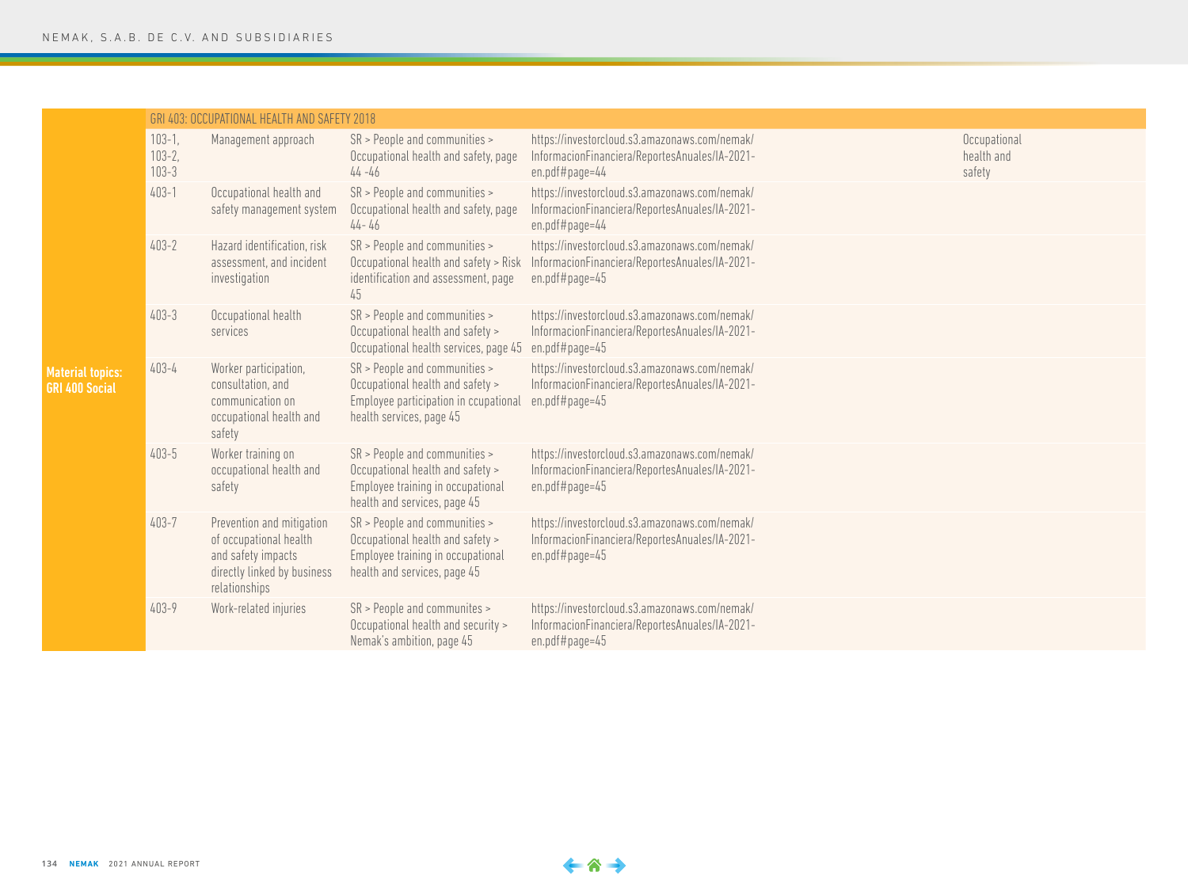| | GRI 403: OCCUPATIONAL HEALTH AND SAFETY 2018 | | | | |
|---|---|---|---|---|---|
| **Material topics: GRI 400 Social** | 103-1, 103-2, 103-3 | Management approach | SR > People and communities > Occupational health and safety, page 44 -46 | https://investorcloud.s3.amazonaws.com/nemak/InformacionFinanciera/ReportesAnuales/IA-2021-en.pdf#page=44 | Occupational health and safety |
| | 403-1 | Occupational health and safety management system | SR > People and communities > Occupational health and safety, page 44- 46 | https://investorcloud.s3.amazonaws.com/nemak/InformacionFinanciera/ReportesAnuales/IA-2021-en.pdf#page=44 | |
| | 403-2 | Hazard identification, risk assessment, and incident investigation | SR > People and communities > Occupational health and safety > Risk identification and assessment, page 45 | https://investorcloud.s3.amazonaws.com/nemak/InformacionFinanciera/ReportesAnuales/IA-2021-en.pdf#page=45 | |
| | 403-3 | Occupational health services | SR > People and communities > Occupational health and safety > Occupational health services, page 45 | https://investorcloud.s3.amazonaws.com/nemak/InformacionFinanciera/ReportesAnuales/IA-2021-en.pdf#page=45 | |
| | 403-4 | Worker participation, consultation, and communication on occupational health and safety | SR > People and communities > Occupational health and safety > Employee participation in ccupational health services, page 45 | https://investorcloud.s3.amazonaws.com/nemak/InformacionFinanciera/ReportesAnuales/IA-2021-en.pdf#page=45 | |
| | 403-5 | Worker training on occupational health and safety | SR > People and communities > Occupational health and safety > Employee training in occupational health and services, page 45 | https://investorcloud.s3.amazonaws.com/nemak/InformacionFinanciera/ReportesAnuales/IA-2021-en.pdf#page=45 | |
| | 403-7 | Prevention and mitigation of occupational health and safety impacts directly linked by business relationships | SR > People and communities > Occupational health and safety > Employee training in occupational health and services, page 45 | https://investorcloud.s3.amazonaws.com/nemak/InformacionFinanciera/ReportesAnuales/IA-2021-en.pdf#page=45 | |
| | 403-9 | Work-related injuries | SR > People and communites > Occupational health and security > Nemak's ambition, page 45 | https://investorcloud.s3.amazonaws.com/nemak/InformacionFinanciera/ReportesAnuales/IA-2021-en.pdf#page=45 | |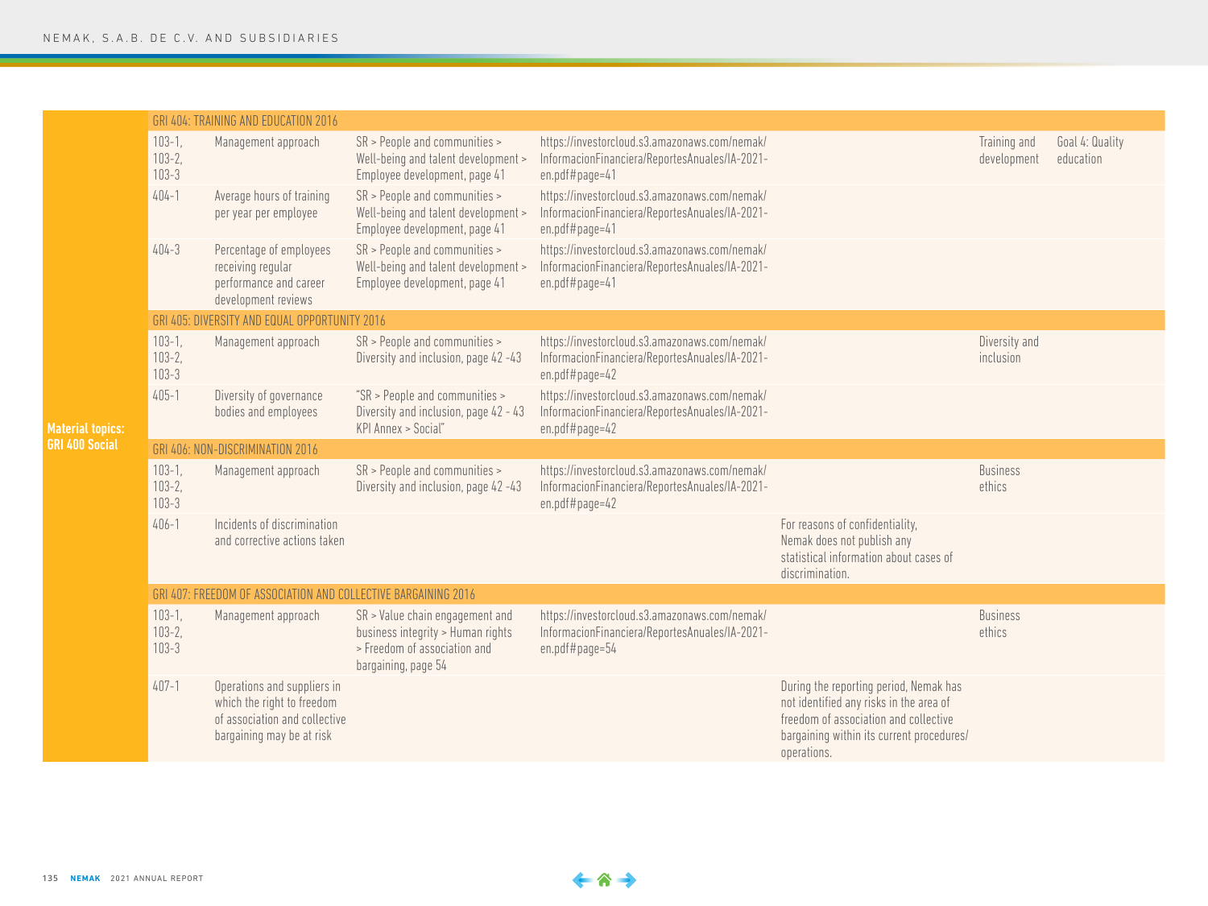| Material topics: GRI 400 Social | | | | | | | |
|---|---|---|---|---|---|---|---|
| | GRI 404: TRAINING AND EDUCATION 2016 | | | | | | |
| | 103-1, 103-2, 103-3 | Management approach | SR > People and communities > Well-being and talent development > Employee development, page 41 | https://investorcloud.s3.amazonaws.com/nemak/InformacionFinanciera/ReportesAnuales/IA-2021-en.pdf#page=41 | | Training and development | Goal 4: Quality education |
| | 404-1 | Average hours of training per year per employee | SR > People and communities > Well-being and talent development > Employee development, page 41 | https://investorcloud.s3.amazonaws.com/nemak/InformacionFinanciera/ReportesAnuales/IA-2021-en.pdf#page=41 | | | |
| | 404-3 | Percentage of employees receiving regular performance and career development reviews | SR > People and communities > Well-being and talent development > Employee development, page 41 | https://investorcloud.s3.amazonaws.com/nemak/InformacionFinanciera/ReportesAnuales/IA-2021-en.pdf#page=41 | | | |
| | GRI 405: DIVERSITY AND EQUAL OPPORTUNITY 2016 | | | | | | |
| | 103-1, 103-2, 103-3 | Management approach | SR > People and communities > Diversity and inclusion, page 42 -43 | https://investorcloud.s3.amazonaws.com/nemak/InformacionFinanciera/ReportesAnuales/IA-2021-en.pdf#page=42 | | Diversity and inclusion | |
| | 405-1 | Diversity of governance bodies and employees | "SR > People and communities > Diversity and inclusion, page 42 - 43 KPI Annex > Social" | https://investorcloud.s3.amazonaws.com/nemak/InformacionFinanciera/ReportesAnuales/IA-2021-en.pdf#page=42 | | | |
| | GRI 406: NON-DISCRIMINATION 2016 | | | | | | |
| | 103-1, 103-2, 103-3 | Management approach | SR > People and communities > Diversity and inclusion, page 42 -43 | https://investorcloud.s3.amazonaws.com/nemak/InformacionFinanciera/ReportesAnuales/IA-2021-en.pdf#page=42 | | Business ethics | |
| | 406-1 | Incidents of discrimination and corrective actions taken | | | For reasons of confidentiality, Nemak does not publish any statistical information about cases of discrimination. | | |
| | GRI 407: FREEDOM OF ASSOCIATION AND COLLECTIVE BARGAINING 2016 | | | | | | |
| | 103-1, 103-2, 103-3 | Management approach | SR > Value chain engagement and business integrity > Human rights > Freedom of association and bargaining, page 54 | https://investorcloud.s3.amazonaws.com/nemak/InformacionFinanciera/ReportesAnuales/IA-2021-en.pdf#page=54 | | Business ethics | |
| | 407-1 | Operations and suppliers in which the right to freedom of association and collective bargaining may be at risk | | | During the reporting period, Nemak has not identified any risks in the area of freedom of association and collective bargaining within its current procedures/operations. | | |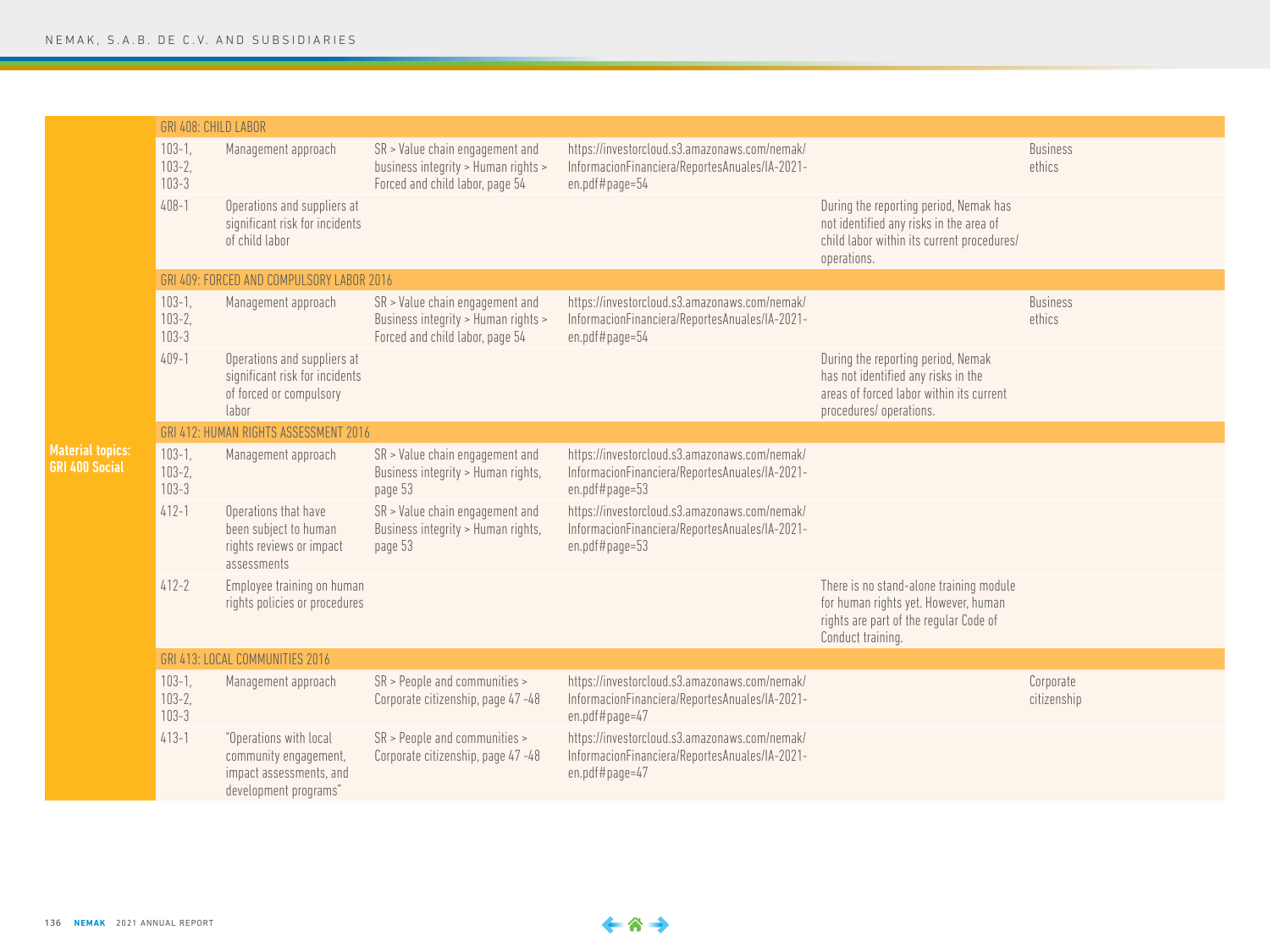| | | | | | | |
|---|---|---|---|---|---|---|
| **Material topics: GRI 400 Social** | GRI 408: CHILD LABOR | | | | | |
| | 103-1, 103-2, 103-3 | Management approach | SR > Value chain engagement and business integrity > Human rights > Forced and child labor, page 54 | https://investorcloud.s3.amazonaws.com/nemak/InformacionFinanciera/ReportesAnuales/IA-2021-en.pdf#page=54 | | Business ethics |
| | 408-1 | Operations and suppliers at significant risk for incidents of child labor | | | During the reporting period, Nemak has not identified any risks in the area of child labor within its current procedures/ operations. | |
| | GRI 409: FORCED AND COMPULSORY LABOR 2016 | | | | | |
| | 103-1, 103-2, 103-3 | Management approach | SR > Value chain engagement and Business integrity > Human rights > Forced and child labor, page 54 | https://investorcloud.s3.amazonaws.com/nemak/InformacionFinanciera/ReportesAnuales/IA-2021-en.pdf#page=54 | | Business ethics |
| | 409-1 | Operations and suppliers at significant risk for incidents of forced or compulsory labor | | | During the reporting period, Nemak has not identified any risks in the areas of forced labor within its current procedures/ operations. | |
| | GRI 412: HUMAN RIGHTS ASSESSMENT 2016 | | | | | |
| | 103-1, 103-2, 103-3 | Management approach | SR > Value chain engagement and Business integrity > Human rights, page 53 | https://investorcloud.s3.amazonaws.com/nemak/InformacionFinanciera/ReportesAnuales/IA-2021-en.pdf#page=53 | | |
| | 412-1 | Operations that have been subject to human rights reviews or impact assessments | SR > Value chain engagement and Business integrity > Human rights, page 53 | https://investorcloud.s3.amazonaws.com/nemak/InformacionFinanciera/ReportesAnuales/IA-2021-en.pdf#page=53 | | |
| | 412-2 | Employee training on human rights policies or procedures | | | There is no stand-alone training module for human rights yet. However, human rights are part of the regular Code of Conduct training. | |
| | GRI 413: LOCAL COMMUNITIES 2016 | | | | | |
| | 103-1, 103-2, 103-3 | Management approach | SR > People and communities > Corporate citizenship, page 47 -48 | https://investorcloud.s3.amazonaws.com/nemak/InformacionFinanciera/ReportesAnuales/IA-2021-en.pdf#page=47 | | Corporate citizenship |
| | 413-1 | "Operations with local community engagement, impact assessments, and development programs" | SR > People and communities > Corporate citizenship, page 47 -48 | https://investorcloud.s3.amazonaws.com/nemak/InformacionFinanciera/ReportesAnuales/IA-2021-en.pdf#page=47 | | |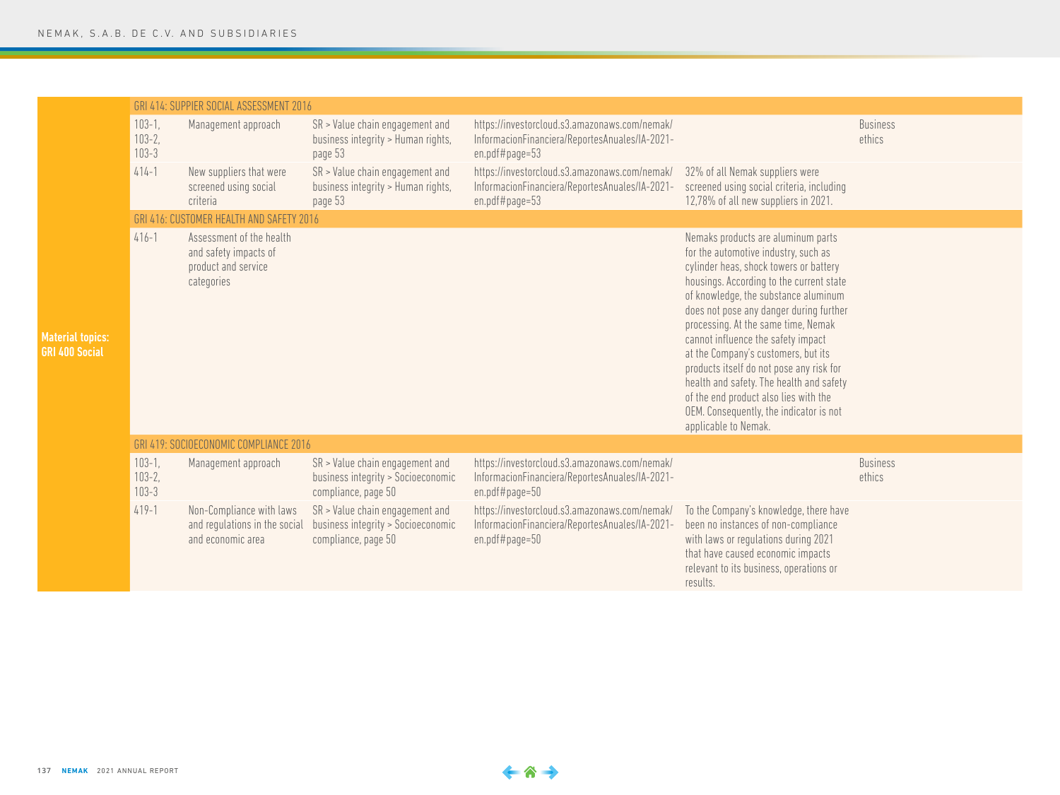| | | | | | | |
|---|---|---|---|---|---|---|
| **Material topics: GRI 400 Social** | GRI 414: SUPPIER SOCIAL ASSESSMENT 2016 | | | | | |
| | 103-1, 103-2, 103-3 | Management approach | SR > Value chain engagement and business integrity > Human rights, page 53 | https://investorcloud.s3.amazonaws.com/nemak/InformacionFinanciera/ReportesAnuales/IA-2021-en.pdf#page=53 | | Business ethics |
| | 414-1 | New suppliers that were screened using social criteria | SR > Value chain engagement and business integrity > Human rights, page 53 | https://investorcloud.s3.amazonaws.com/nemak/InformacionFinanciera/ReportesAnuales/IA-2021-en.pdf#page=53 | 32% of all Nemak suppliers were screened using social criteria, including 12,78% of all new suppliers in 2021. | |
| | GRI 416: CUSTOMER HEALTH AND SAFETY 2016 | | | | | |
| | 416-1 | Assessment of the health and safety impacts of product and service categories | | | Nemaks products are aluminum parts for the automotive industry, such as cylinder heas, shock towers or battery housings. According to the current state of knowledge, the substance aluminum does not pose any danger during further processing. At the same time, Nemak cannot influence the safety impact at the Company's customers, but its products itself do not pose any risk for health and safety. The health and safety of the end product also lies with the OEM. Consequently, the indicator is not applicable to Nemak. | |
| | GRI 419: SOCIOECONOMIC COMPLIANCE 2016 | | | | | |
| | 103-1, 103-2, 103-3 | Management approach | SR > Value chain engagement and business integrity > Socioeconomic compliance, page 50 | https://investorcloud.s3.amazonaws.com/nemak/InformacionFinanciera/ReportesAnuales/IA-2021-en.pdf#page=50 | | Business ethics |
| | 419-1 | Non-Compliance with laws and regulations in the social and economic area | SR > Value chain engagement and business integrity > Socioeconomic compliance, page 50 | https://investorcloud.s3.amazonaws.com/nemak/InformacionFinanciera/ReportesAnuales/IA-2021-en.pdf#page=50 | To the Company's knowledge, there have been no instances of non-compliance with laws or regulations during 2021 that have caused economic impacts relevant to its business, operations or results. | |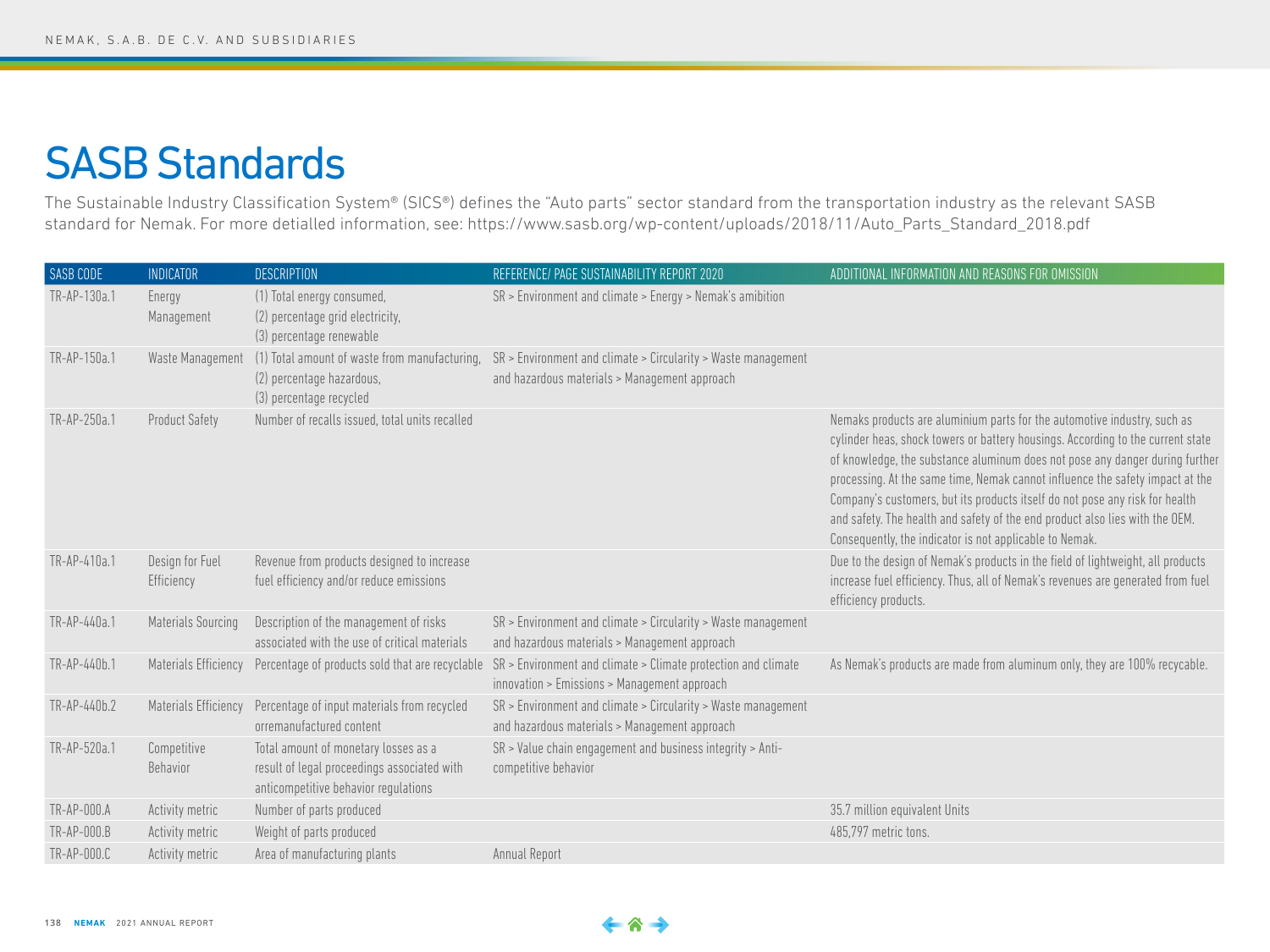# SASB Standards

The Sustainable Industry Classification System® (SICS®) defines the "Auto parts" sector standard from the transportation industry as the relevant SASB standard for Nemak. For more detialled information, see: https://www.sasb.org/wp-content/uploads/2018/11/Auto_Parts_Standard_2018.pdf

| SASB CODE | INDICATOR | DESCRIPTION | REFERENCE/ PAGE SUSTAINABILITY REPORT 2020 | ADDITIONAL INFORMATION AND REASONS FOR OMISSION |
|---|---|---|---|---|
| TR-AP-130a.1 | Energy Management | (1) Total energy consumed, (2) percentage grid electricity, (3) percentage renewable | SR > Environment and climate > Energy > Nemak's amibition | |
| TR-AP-150a.1 | Waste Management | (1) Total amount of waste from manufacturing, (2) percentage hazardous, (3) percentage recycled | SR > Environment and climate > Circularity > Waste management and hazardous materials > Management approach | |
| TR-AP-250a.1 | Product Safety | Number of recalls issued, total units recalled | | Nemaks products are aluminium parts for the automotive industry, such as cylinder heas, shock towers or battery housings. According to the current state of knowledge, the substance aluminum does not pose any danger during further processing. At the same time, Nemak cannot influence the safety impact at the Company's customers, but its products itself do not pose any risk for health and safety. The health and safety of the end product also lies with the OEM. Consequently, the indicator is not applicable to Nemak. |
| TR-AP-410a.1 | Design for Fuel Efficiency | Revenue from products designed to increase fuel efficiency and/or reduce emissions | | Due to the design of Nemak's products in the field of lightweight, all products increase fuel efficiency. Thus, all of Nemak's revenues are generated from fuel efficiency products. |
| TR-AP-440a.1 | Materials Sourcing | Description of the management of risks associated with the use of critical materials | SR > Environment and climate > Circularity > Waste management and hazardous materials > Management approach | |
| TR-AP-440b.1 | Materials Efficiency | Percentage of products sold that are recyclable | SR > Environment and climate > Climate protection and climate innovation > Emissions > Management approach | As Nemak's products are made from aluminum only, they are 100% recyclable. |
| TR-AP-440b.2 | Materials Efficiency | Percentage of input materials from recycled orremanufactured content | SR > Environment and climate > Circularity > Waste management and hazardous materials > Management approach | |
| TR-AP-520a.1 | Competitive Behavior | Total amount of monetary losses as a result of legal proceedings associated with anticompetitive behavior regulations | SR > Value chain engagement and business integrity > Anti-competitive behavior | |
| TR-AP-000.A | Activity metric | Number of parts produced | | 35.7 million equivalent Units |
| TR-AP-000.B | Activity metric | Weight of parts produced | | 485,797 metric tons. |
| TR-AP-000.C | Activity metric | Area of manufacturing plants | Annual Report | |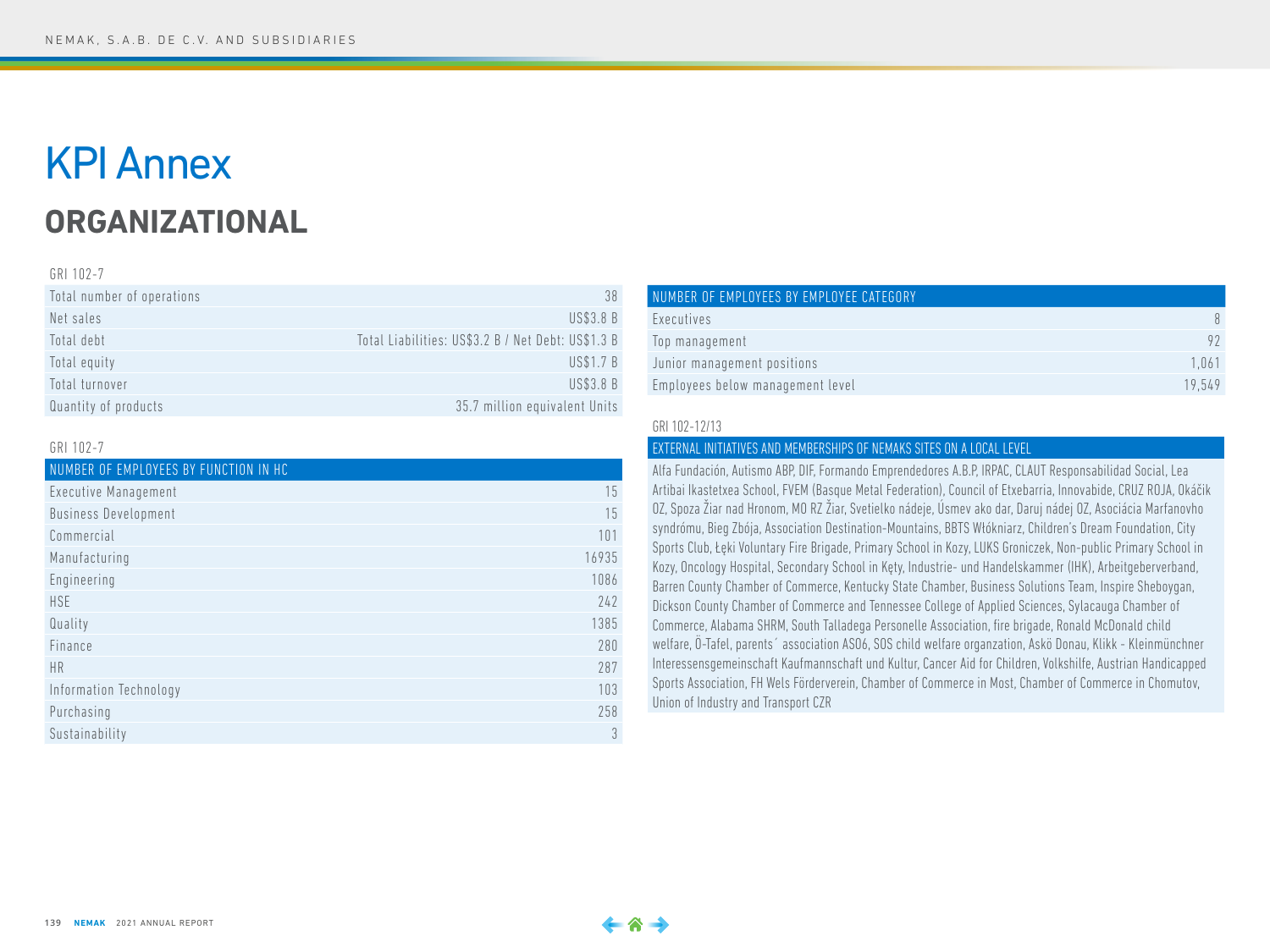# KPI Annex

## ORGANIZATIONAL

GRI 102-7

| | |
|---|---|
| Total number of operations | 38 |
| Net sales | US$3.8 B |
| Total debt | Total Liabilities: US$3.2 B / Net Debt: US$1.3 B |
| Total equity | US$1.7 B |
| Total turnover | US$3.8 B |
| Quantity of products | 35.7 million equivalent Units |

GRI 102-7

| NUMBER OF EMPLOYEES BY FUNCTION IN HC | |
|---|---|
| Executive Management | 15 |
| Business Development | 15 |
| Commercial | 101 |
| Manufacturing | 16935 |
| Engineering | 1086 |
| HSE | 242 |
| Quality | 1385 |
| Finance | 280 |
| HR | 287 |
| Information Technology | 103 |
| Purchasing | 258 |
| Sustainability | 3 |

| NUMBER OF EMPLOYEES BY EMPLOYEE CATEGORY | |
|---|---|
| Executives | 8 |
| Top management | 92 |
| Junior management positions | 1,061 |
| Employees below management level | 19,549 |

GRI 102-12/13

| EXTERNAL INITIATIVES AND MEMBERSHIPS OF NEMAKS SITES ON A LOCAL LEVEL |
|---|
| Alfa Fundación, Autismo ABP, DIF, Formando Emprendedores A.B.P, IRPAC, CLAUT Responsabilidad Social, Lea Artibai Ikastetxea School, FVEM (Basque Metal Federation), Council of Etxebarria, Innovabide, CRUZ ROJA, Okáčik OZ, Spoza Žiar nad Hronom, MO RZ Žiar, Svetielko nádeje, Úsmev ako dar, Daruj nádej OZ, Asociácia Marfanovho syndrómu, Bieg Zbója, Association Destination-Mountains, BBTS Włókniarz, Children's Dream Foundation, City Sports Club, Łęki Voluntary Fire Brigade, Primary School in Kozy, LUKS Groniczek, Non-public Primary School in Kozy, Oncology Hospital, Secondary School in Kęty, Industrie- und Handelskammer (IHK), Arbeitgeberverband, Barren County Chamber of Commerce, Kentucky State Chamber, Business Solutions Team, Inspire Sheboygan, Dickson County Chamber of Commerce and Tennessee College of Applied Sciences, Sylacauga Chamber of Commerce, Alabama SHRM, South Talladega Personelle Association, fire brigade, Ronald McDonald child welfare, Ö-Tafel, parents´ association ASO6, SOS child welfare organzation, Askö Donau, Klikk - Kleinmünchner Interessensgemeinschaft Kaufmannschaft und Kultur, Cancer Aid for Children, Volkshilfe, Austrian Handicapped Sports Association, FH Wels Förderverein, Chamber of Commerce in Most, Chamber of Commerce in Chomutov, Union of Industry and Transport CZR |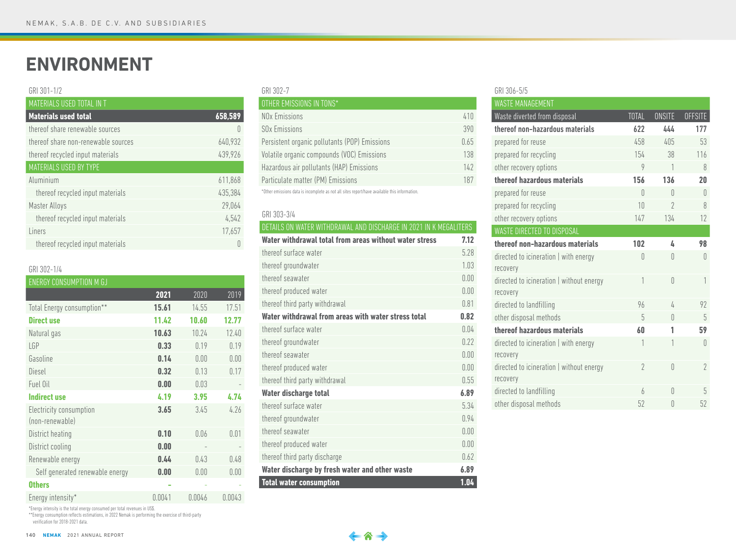// ENVIRONMENT

GRI 301-1/2

| MATERIALS USED TOTAL IN T | |
|---|---|
| **Materials used total** | **658,589** |
| thereof share renewable sources | 0 |
| thereof share non-renewable sources | 640,932 |
| thereof recycled input materials | 439,926 |
| MATERIALS USED BY TYPE | |
| Aluminium | 611,868 |
| thereof recycled input materials | 435,384 |
| Master Alloys | 29,064 |
| thereof recycled input materials | 4,542 |
| Liners | 17,657 |
| thereof recycled input materials | 0 |

GRI 302-1/4

| ENERGY CONSUMPTION M GJ | 2021 | 2020 | 2019 |
|---|---|---|---|
| Total Energy consumption** | **15.61** | 14.55 | 17.51 |
| **Direct use** | **11.42** | **10.60** | **12.77** |
| Natural gas | **10.63** | 10.24 | 12.40 |
| LGP | **0.33** | 0.19 | 0.19 |
| Gasoline | **0.14** | 0.00 | 0.00 |
| Diesel | **0.32** | 0.13 | 0.17 |
| Fuel Oil | **0.00** | 0.03 | - |
| **Indirect use** | **4.19** | **3.95** | **4.74** |
| Electricity consumption (non-renewable) | **3.65** | 3.45 | 4.26 |
| District heating | **0.10** | 0.06 | 0.01 |
| District cooling | **0.00** | - | - |
| Renewable energy | **0.44** | 0.43 | 0.48 |
| Self generated renewable energy | **0.00** | 0.00 | 0.00 |
| **Others** | - | - | - |
| Energy intensity* | 0.0041 | 0.0046 | 0.0043 |

*Energy intensity is the total energy consumed per total revenues in US$.
**Energy consumption reflects estimations, in 2022 Nemak is performing the exercise of third-party verification for 2018-2021 data.

GRI 302-7

| OTHER EMISSIONS IN TONS* | |
|---|---|
| NOx Emissions | 410 |
| SOx Emissions | 390 |
| Persistent organic pollutants (POP) Emissions | 0.65 |
| Volatile organic compounds (VOC) Emissions | 138 |
| Hazardous air pollutants (HAP) Emissions | 142 |
| Particulate matter (PM) Emissions | 187 |

*Other emissions data is incomplete as not all sites report/have available this information.

GRI 303-3/4

| DETAILS ON WATER WITHDRAWAL AND DISCHARGE IN 2021 IN K MEGALITERS | |
|---|---|
| **Water withdrawal total from areas without water stress** | **7.12** |
| thereof surface water | 5.28 |
| thereof groundwater | 1.03 |
| thereof seawater | 0.00 |
| thereof produced water | 0.00 |
| thereof third party withdrawal | 0.81 |
| **Water withdrawal from areas with water stress total** | **0.82** |
| thereof surface water | 0.04 |
| thereof groundwater | 0.22 |
| thereof seawater | 0.00 |
| thereof produced water | 0.00 |
| thereof third party withdrawal | 0.55 |
| **Water discharge total** | **6.89** |
| thereof surface water | 5.34 |
| thereof groundwater | 0.94 |
| thereof seawater | 0.00 |
| thereof produced water | 0.00 |
| thereof third party discharge | 0.62 |
| **Water discharge by fresh water and other waste** | **6.89** |
| **Total water consumption** | **1.04** |

GRI 306-5/5

| WASTE MANAGEMENT | | | |
|---|---|---|---|
| Waste diverted from disposal | TOTAL | ONSITE | OFFSITE |
| **thereof non-hazardous materials** | **622** | **444** | **177** |
| prepared for reuse | 458 | 405 | 53 |
| prepared for recycling | 154 | 38 | 116 |
| other recovery options | 9 | 1 | 8 |
| **thereof hazardous materials** | **156** | **136** | **20** |
| prepared for reuse | 0 | 0 | 0 |
| prepared for recycling | 10 | 2 | 8 |
| other recovery options | 147 | 134 | 12 |
| WASTE DIRECTED TO DISPOSAL | | | |
| **thereof non-hazardous materials** | **102** | **4** | **98** |
| directed to incineration \| with energy recovery | 0 | 0 | 0 |
| directed to incineration \| without energy recovery | 1 | 0 | 1 |
| directed to landfilling | 96 | 4 | 92 |
| other disposal methods | 5 | 0 | 5 |
| **thereof hazardous materials** | **60** | **1** | **59** |
| directed to incineration \| with energy recovery | 1 | 1 | 0 |
| directed to incineration \| without energy recovery | 2 | 0 | 2 |
| directed to landfilling | 6 | 0 | 5 |
| other disposal methods | 52 | 0 | 52 |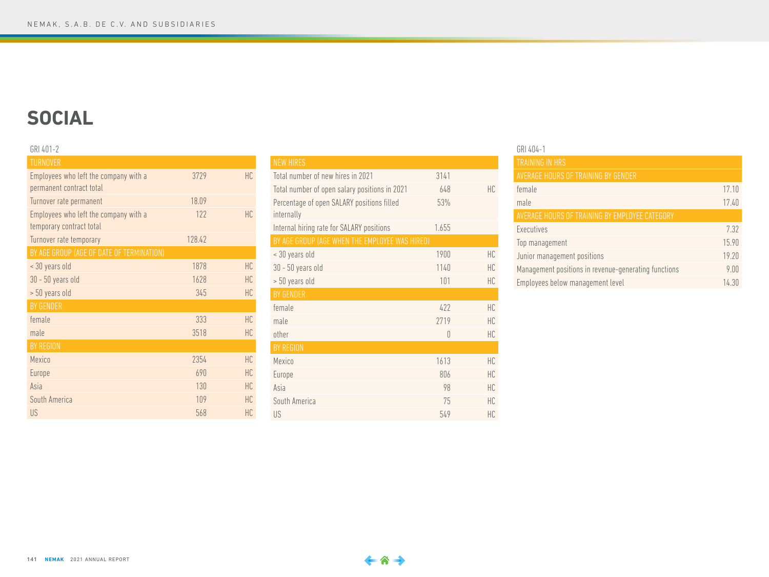# SOCIAL

GRI 401-2

| TURNOVER | | |
|---|---|---|
| Employees who left the company with a permanent contract total | 3729 | HC |
| Turnover rate permanent | 18.09 | |
| Employees who left the company with a temporary contract total | 122 | HC |
| Turnover rate temporary | 128.42 | |
| BY AGE GROUP (AGE OF DATE OF TERMINATION) | | |
| < 30 years old | 1878 | HC |
| 30 - 50 years old | 1628 | HC |
| > 50 years old | 345 | HC |
| BY GENDER | | |
| female | 333 | HC |
| male | 3518 | HC |
| BY REGION | | |
| Mexico | 2354 | HC |
| Europe | 690 | HC |
| Asia | 130 | HC |
| South America | 109 | HC |
| US | 568 | HC |

| NEW HIRES | | |
|---|---|---|
| Total number of new hires in 2021 | 3141 | |
| Total number of open salary positions in 2021 | 648 | HC |
| Percentage of open SALARY positions filled internally | 53% | |
| Internal hiring rate for SALARY positions | 1.655 | |
| BY AGE GROUP (AGE WHEN THE EMPLOYEE WAS HIRED) | | |
| < 30 years old | 1900 | HC |
| 30 - 50 years old | 1140 | HC |
| > 50 years old | 101 | HC |
| BY GENDER | | |
| female | 422 | HC |
| male | 2719 | HC |
| other | 0 | HC |
| BY REGION | | |
| Mexico | 1613 | HC |
| Europe | 806 | HC |
| Asia | 98 | HC |
| South America | 75 | HC |
| US | 549 | HC |

GRI 404-1

| TRAINING IN HRS | |
|---|---|
| AVERAGE HOURS OF TRAINING BY GENDER | |
| female | 17.10 |
| male | 17.40 |
| AVERAGE HOURS OF TRAINING BY EMPLOYEE CATEGORY | |
| Executives | 7.32 |
| Top management | 15.90 |
| Junior management positions | 19.20 |
| Management positions in revenue-generating functions | 9.00 |
| Employees below management level | 14.30 |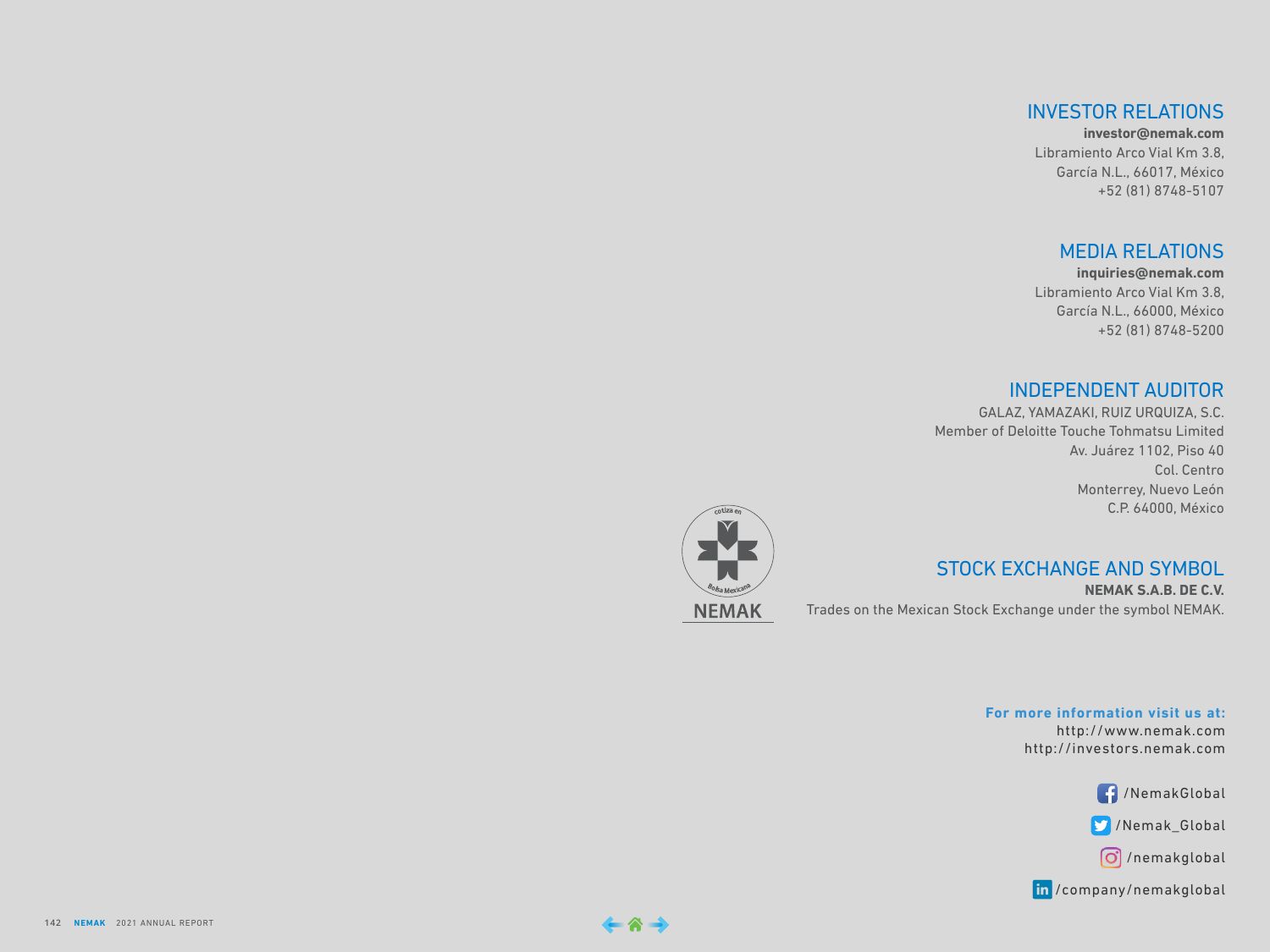## INVESTOR RELATIONS

**investor@nemak.com**
Libramiento Arco Vial Km 3.8,
García N.L., 66017, México
+52 (81) 8748-5107

## MEDIA RELATIONS

**inquiries@nemak.com**
Libramiento Arco Vial Km 3.8,
García N.L., 66000, México
+52 (81) 8748-5200

## INDEPENDENT AUDITOR

GALAZ, YAMAZAKI, RUIZ URQUIZA, S.C.
Member of Deloitte Touche Tohmatsu Limited
Av. Juárez 1102, Piso 40
Col. Centro
Monterrey, Nuevo León
C.P. 64000, México

cotiza en
Bolsa Mexicana
NEMAK

## STOCK EXCHANGE AND SYMBOL

**NEMAK S.A.B. DE C.V.**
Trades on the Mexican Stock Exchange under the symbol NEMAK.

**For more information visit us at:**
http://www.nemak.com
http://investors.nemak.com

/NemakGlobal

/Nemak_Global

/nemakglobal

/company/nemakglobal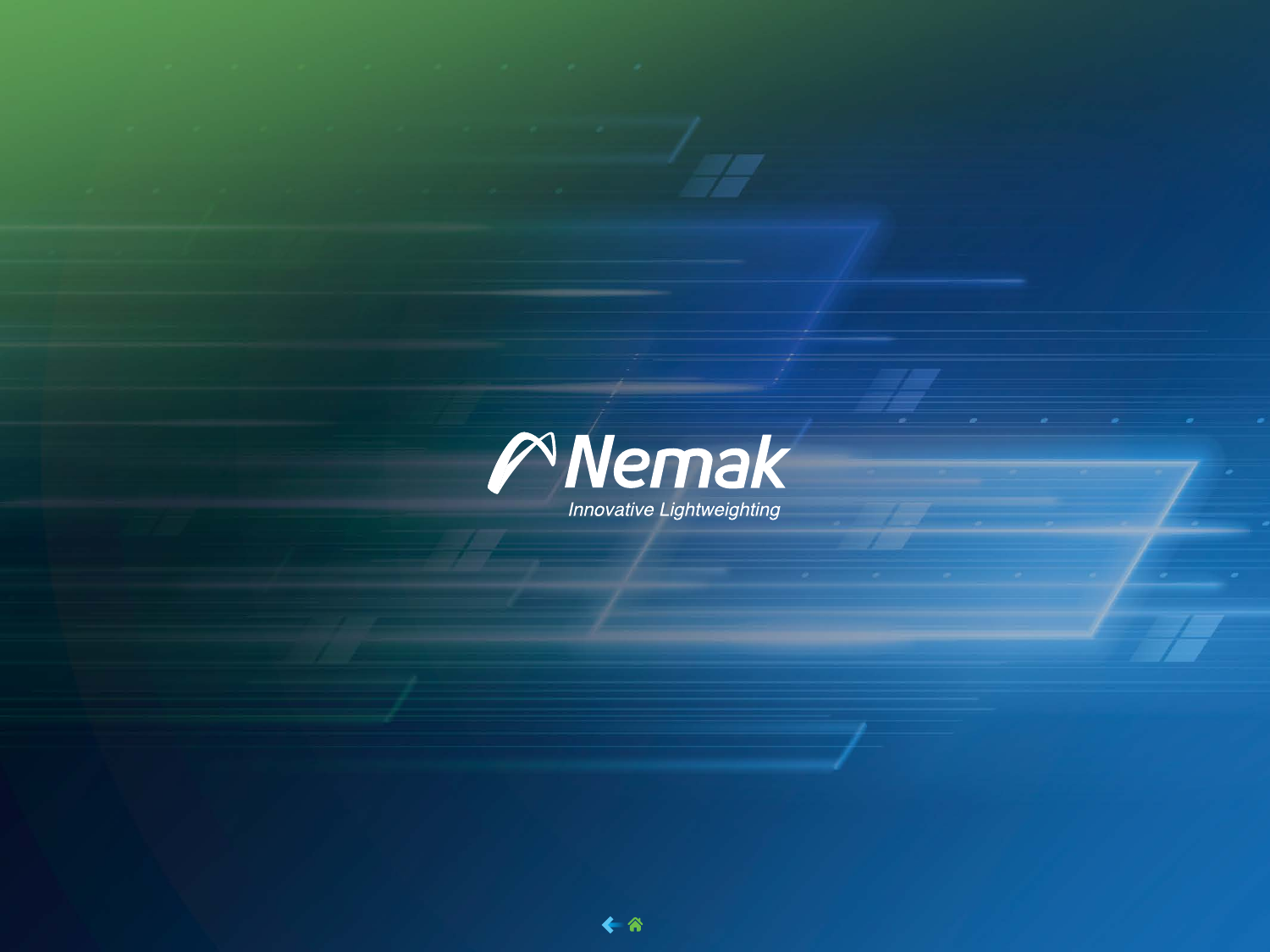Nemak

Innovative Lightweighting